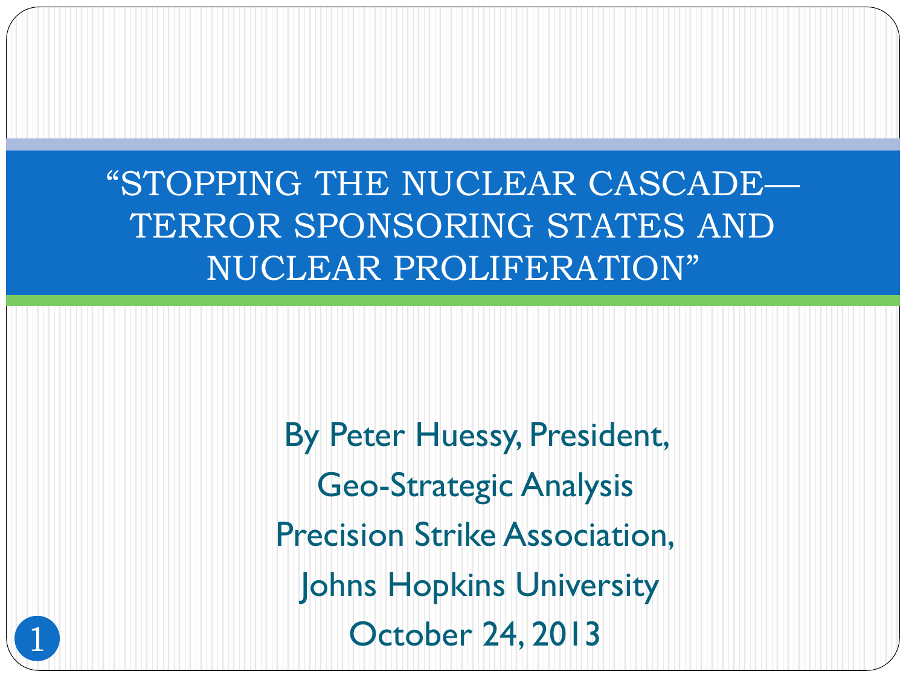# "STOPPING THE NUCLEAR CASCADE— TERROR SPONSORING STATES AND NUCLEAR PROLIFERATION"

By Peter Huessy, President,

Geo-Strategic Analysis

Precision Strike Association,

Johns Hopkins University

October 24, 2013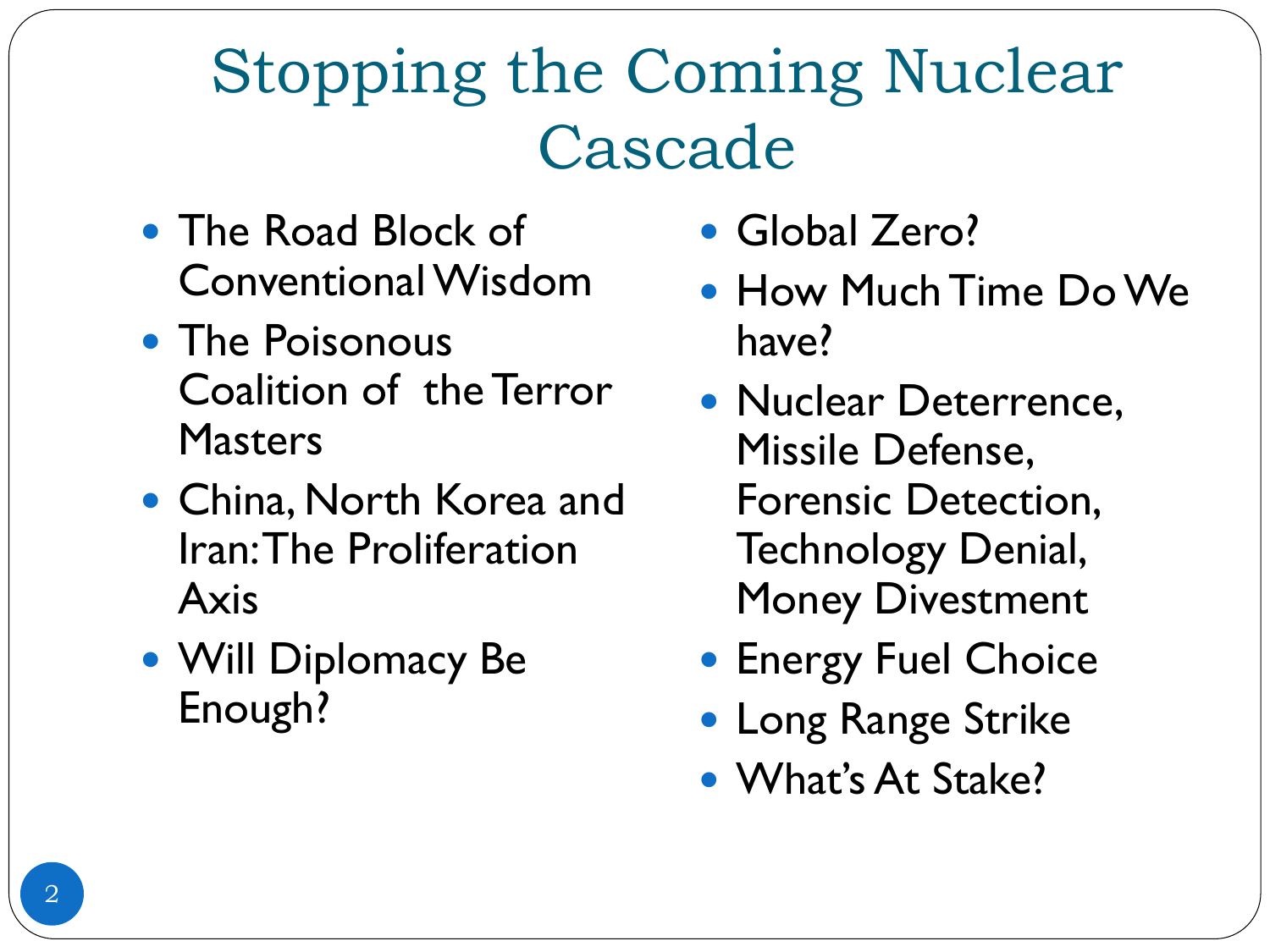# Stopping the Coming Nuclear Cascade

- The Road Block of Conventional Wisdom
- The Poisonous Coalition of the Terror Masters
- China, North Korea and Iran: The Proliferation Axis
- Will Diplomacy Be Enough?
- Global Zero?
- How Much Time Do We have?
- Nuclear Deterrence, Missile Defense, Forensic Detection, Technology Denial, Money Divestment
- Energy Fuel Choice
- Long Range Strike
- What's At Stake?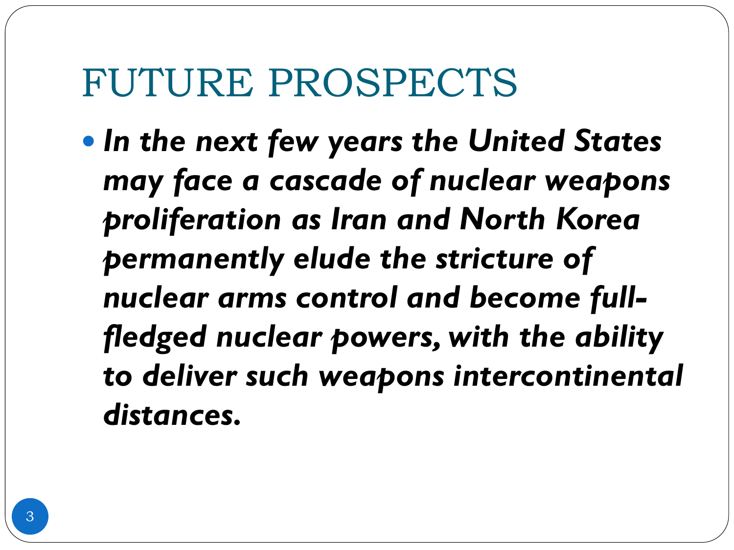# FUTURE PROSPECTS

- ***In the next few years the United States may face a cascade of nuclear weapons proliferation as Iran and North Korea permanently elude the stricture of nuclear arms control and become full-fledged nuclear powers, with the ability to deliver such weapons intercontinental distances.***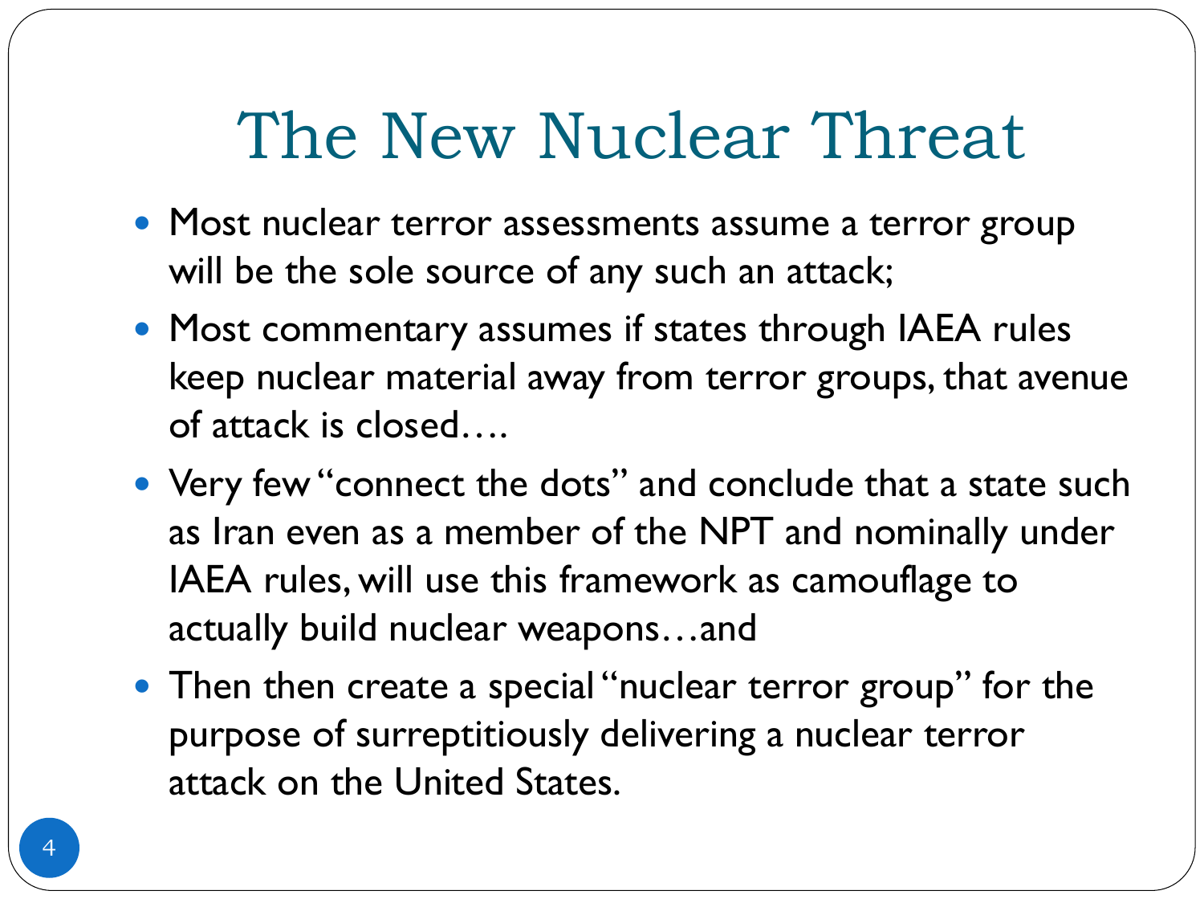# The New Nuclear Threat

- Most nuclear terror assessments assume a terror group will be the sole source of any such an attack;
- Most commentary assumes if states through IAEA rules keep nuclear material away from terror groups, that avenue of attack is closed….
- Very few "connect the dots" and conclude that a state such as Iran even as a member of the NPT and nominally under IAEA rules, will use this framework as camouflage to actually build nuclear weapons…and
- Then then create a special "nuclear terror group" for the purpose of surreptitiously delivering a nuclear terror attack on the United States.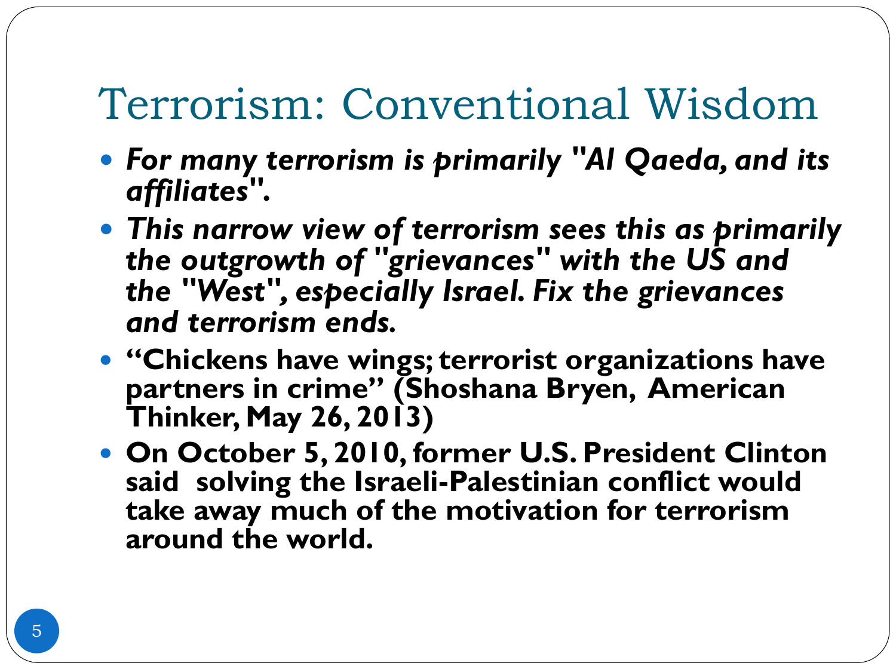# Terrorism: Conventional Wisdom

- ***For many terrorism is primarily "Al Qaeda, and its affiliates".***
- ***This narrow view of terrorism sees this as primarily the outgrowth of "grievances" with the US and the "West", especially Israel. Fix the grievances and terrorism ends.***
- **"Chickens have wings; terrorist organizations have partners in crime" (Shoshana Bryen, American Thinker, May 26, 2013)**
- **On October 5, 2010, former U.S. President Clinton said solving the Israeli-Palestinian conflict would take away much of the motivation for terrorism around the world.**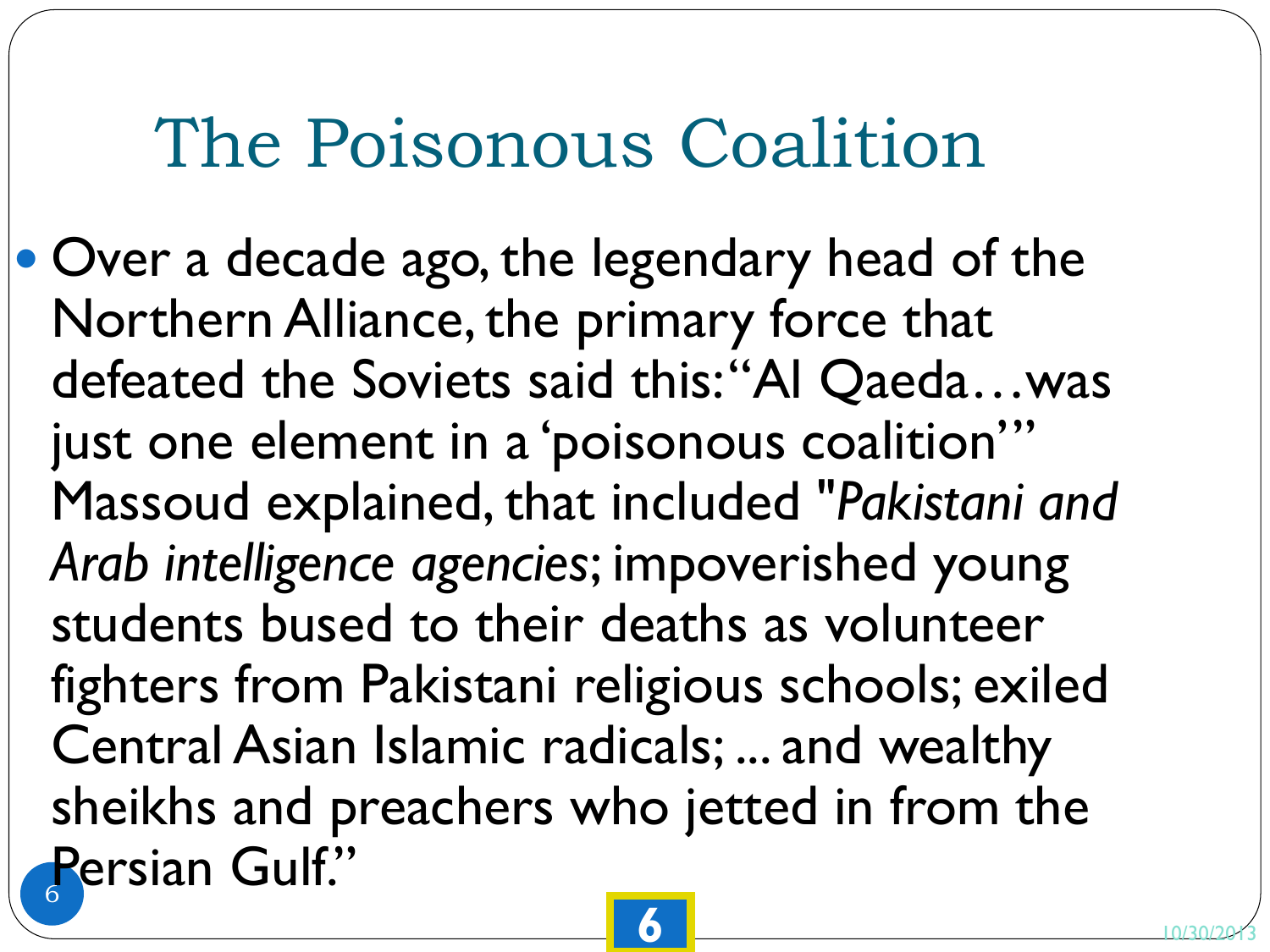# The Poisonous Coalition

- Over a decade ago, the legendary head of the Northern Alliance, the primary force that defeated the Soviets said this: "Al Qaeda…was just one element in a 'poisonous coalition'" Massoud explained, that included "*Pakistani and Arab intelligence agencies*; impoverished young students bused to their deaths as volunteer fighters from Pakistani religious schools; exiled Central Asian Islamic radicals; ... and wealthy sheikhs and preachers who jetted in from the Persian Gulf."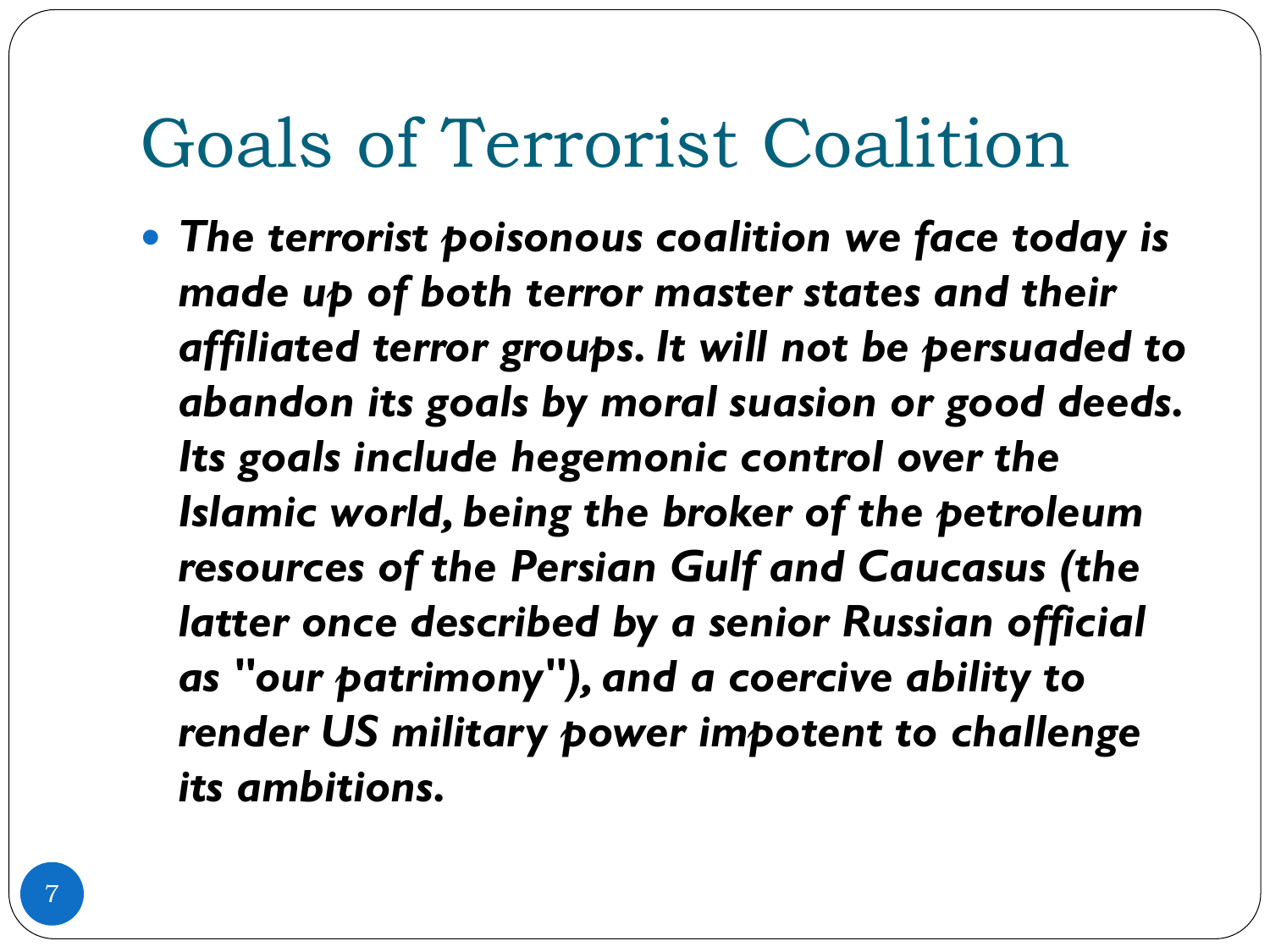# Goals of Terrorist Coalition

- ***The terrorist poisonous coalition we face today is made up of both terror master states and their affiliated terror groups. It will not be persuaded to abandon its goals by moral suasion or good deeds. Its goals include hegemonic control over the Islamic world, being the broker of the petroleum resources of the Persian Gulf and Caucasus (the latter once described by a senior Russian official as "our patrimony"), and a coercive ability to render US military power impotent to challenge its ambitions.***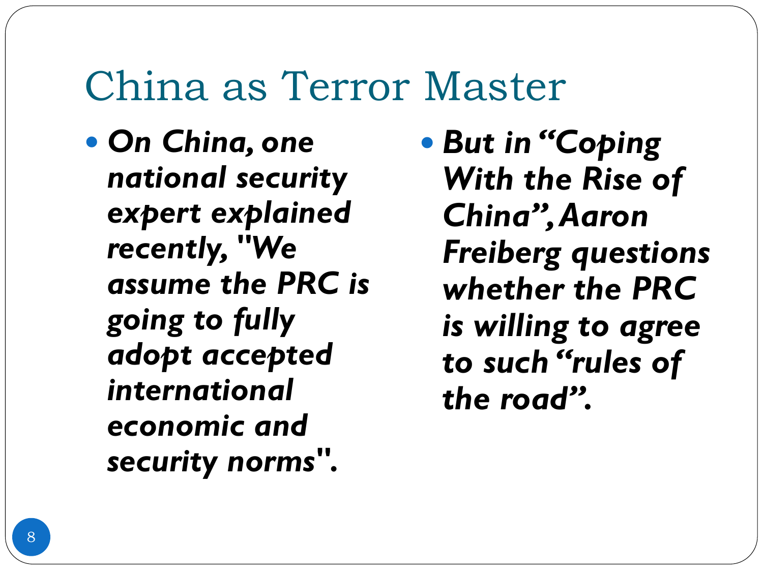# China as Terror Master

- ***On China, one national security expert explained recently, "We assume the PRC is going to fully adopt accepted international economic and security norms".***
- ***But in "Coping With the Rise of China", Aaron Freiberg questions whether the PRC is willing to agree to such "rules of the road".***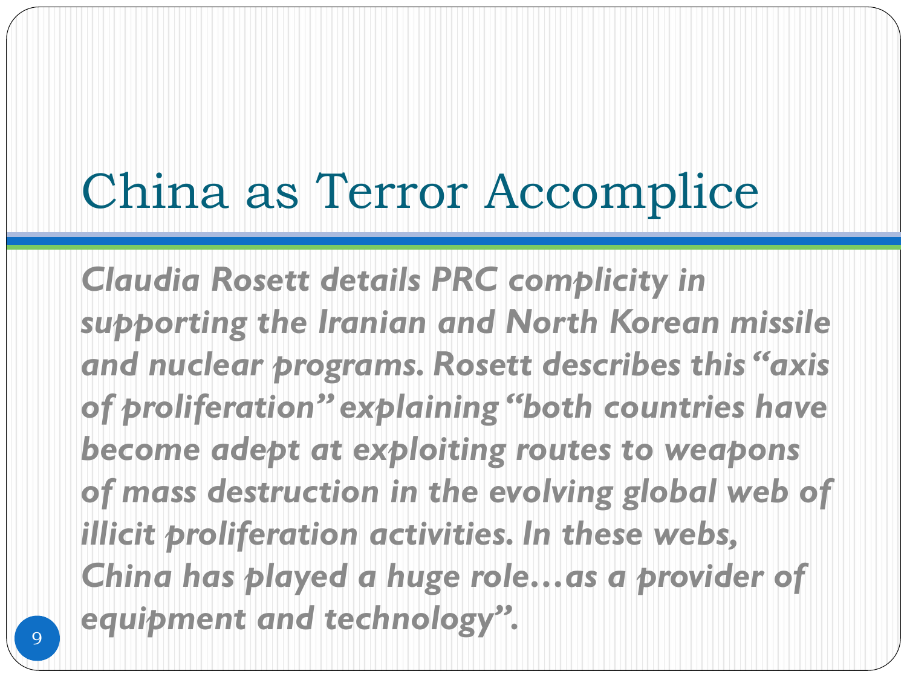# China as Terror Accomplice

***Claudia Rosett details PRC complicity in supporting the Iranian and North Korean missile and nuclear programs. Rosett describes this "axis of proliferation" explaining "both countries have become adept at exploiting routes to weapons of mass destruction in the evolving global web of illicit proliferation activities. In these webs, China has played a huge role…as a provider of equipment and technology".***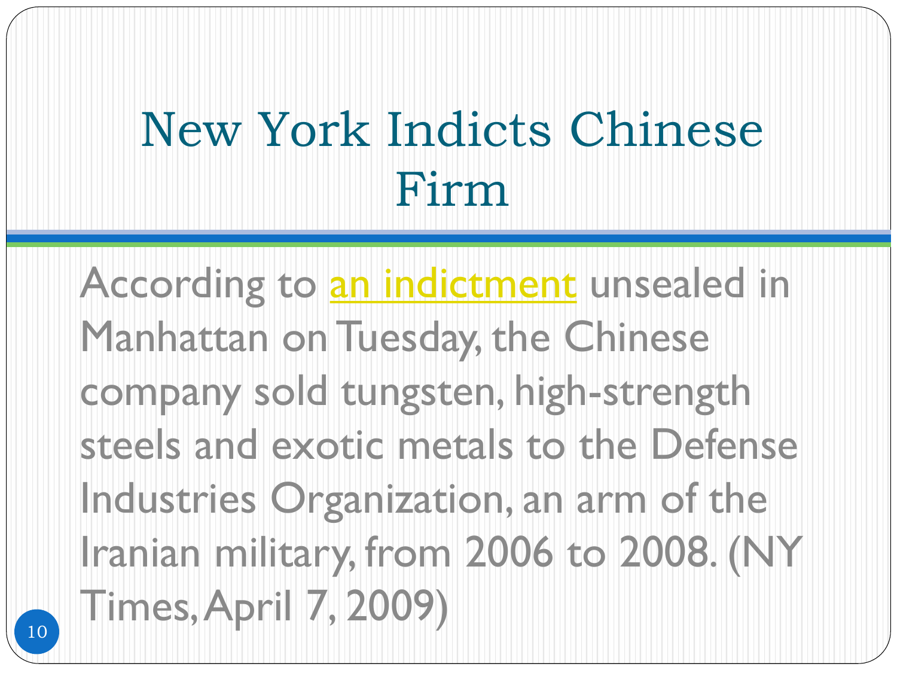# New York Indicts Chinese Firm

According to an indictment unsealed in Manhattan on Tuesday, the Chinese company sold tungsten, high-strength steels and exotic metals to the Defense Industries Organization, an arm of the Iranian military, from 2006 to 2008. (NY Times, April 7, 2009)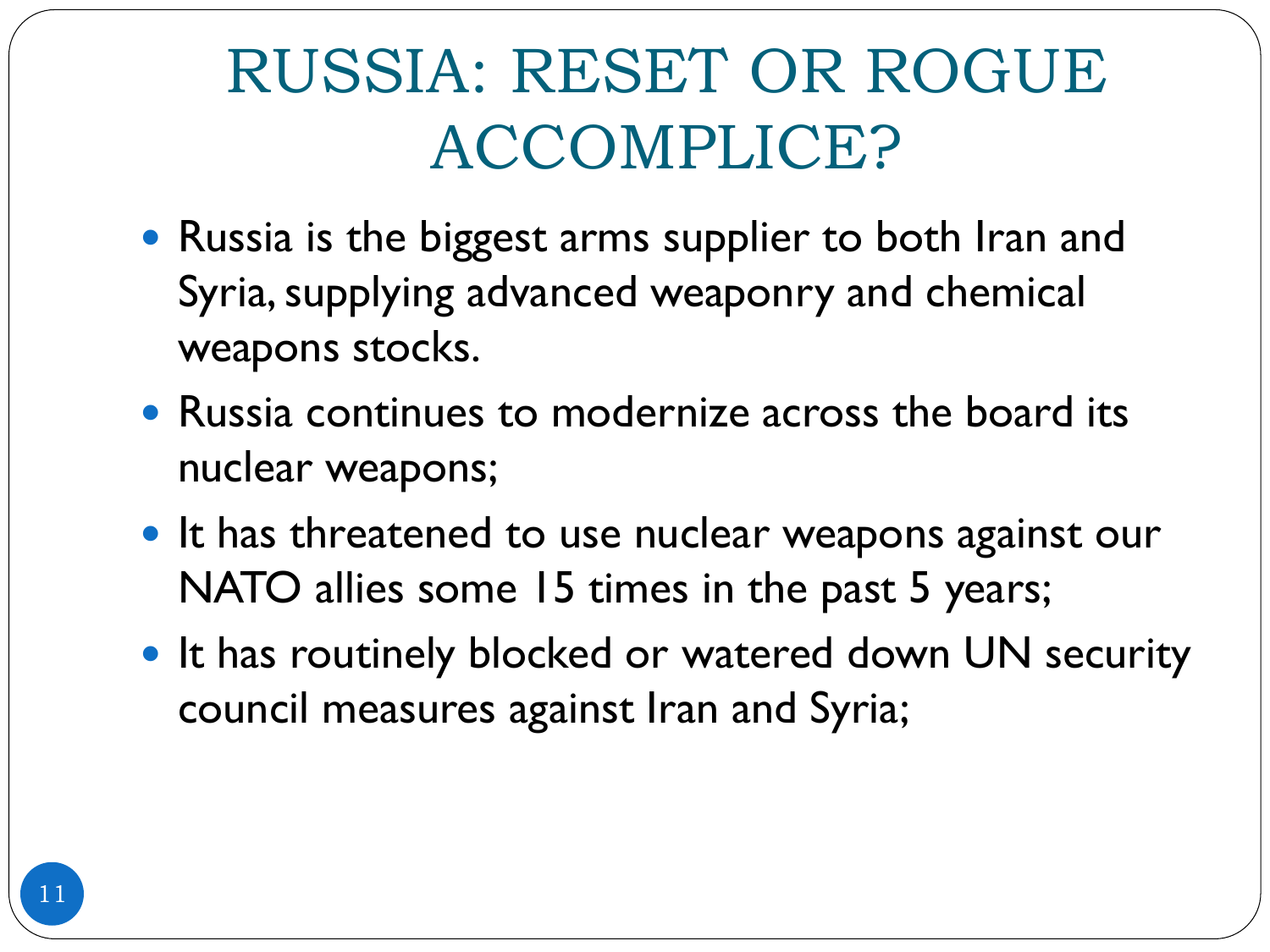# RUSSIA: RESET OR ROGUE ACCOMPLICE?

- Russia is the biggest arms supplier to both Iran and Syria, supplying advanced weaponry and chemical weapons stocks.
- Russia continues to modernize across the board its nuclear weapons;
- It has threatened to use nuclear weapons against our NATO allies some 15 times in the past 5 years;
- It has routinely blocked or watered down UN security council measures against Iran and Syria;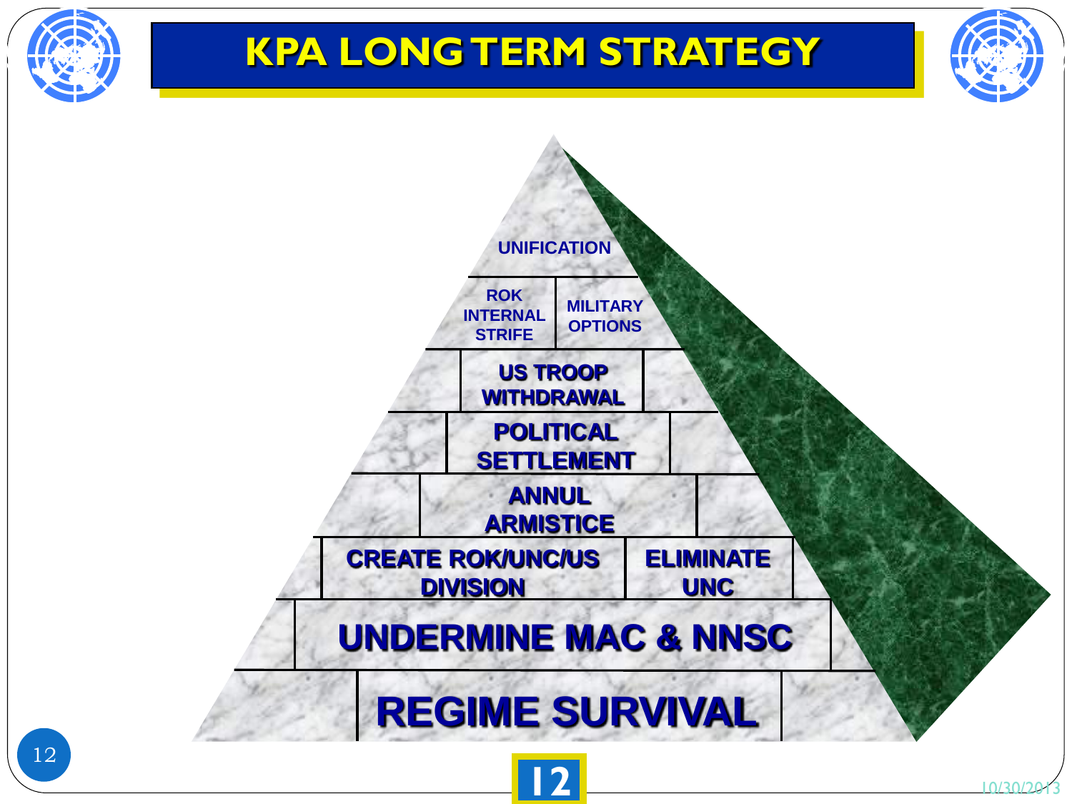# KPA LONG TERM STRATEGY

UNIFICATION

ROK INTERNAL STRIFE | MILITARY OPTIONS

US TROOP WITHDRAWAL

POLITICAL SETTLEMENT

ANNUL ARMISTICE

CREATE ROK/UNC/US DIVISION | ELIMINATE UNC

UNDERMINE MAC & NNSC

REGIME SURVIVAL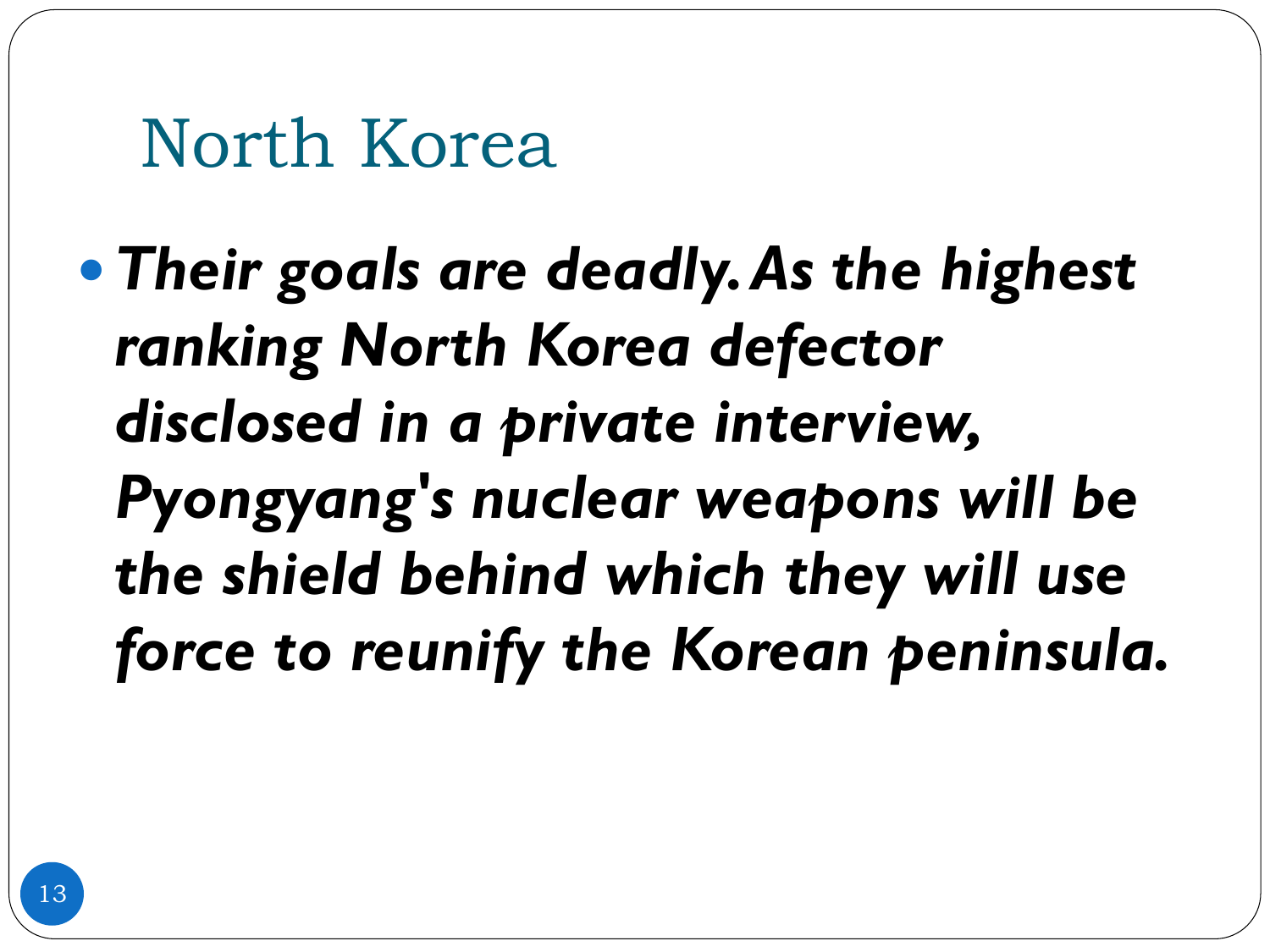# North Korea

- ***Their goals are deadly. As the highest ranking North Korea defector disclosed in a private interview, Pyongyang's nuclear weapons will be the shield behind which they will use force to reunify the Korean peninsula.***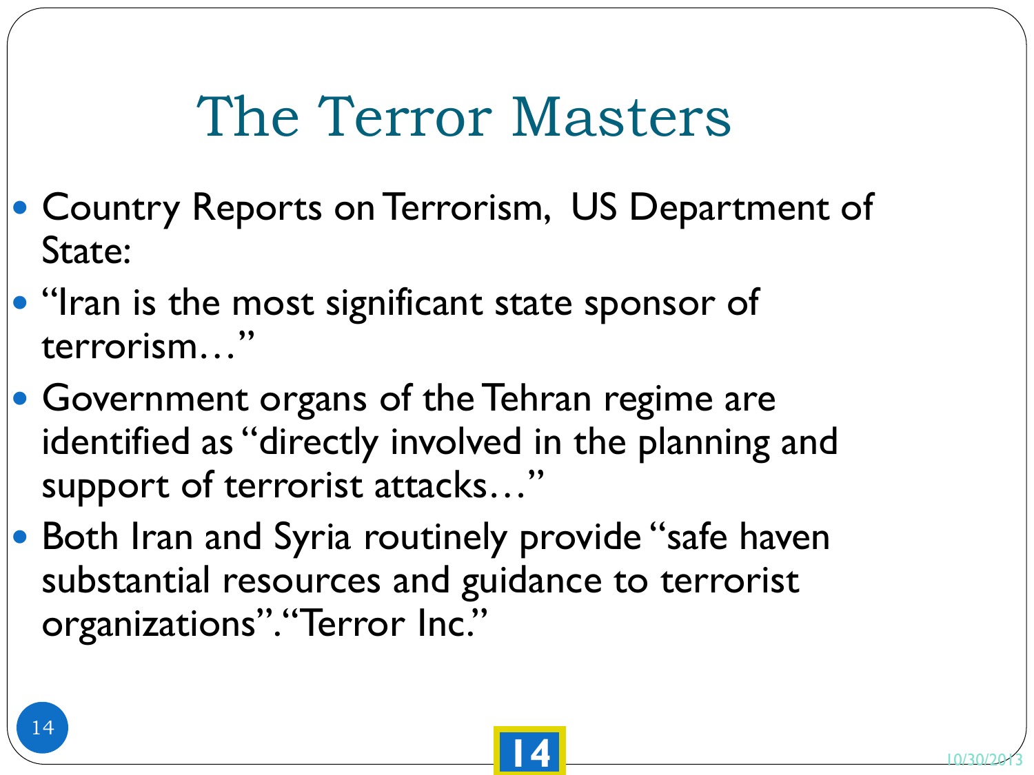# The Terror Masters

- Country Reports on Terrorism, US Department of State:
- "Iran is the most significant state sponsor of terrorism…"
- Government organs of the Tehran regime are identified as "directly involved in the planning and support of terrorist attacks…"
- Both Iran and Syria routinely provide "safe haven substantial resources and guidance to terrorist organizations". "Terror Inc."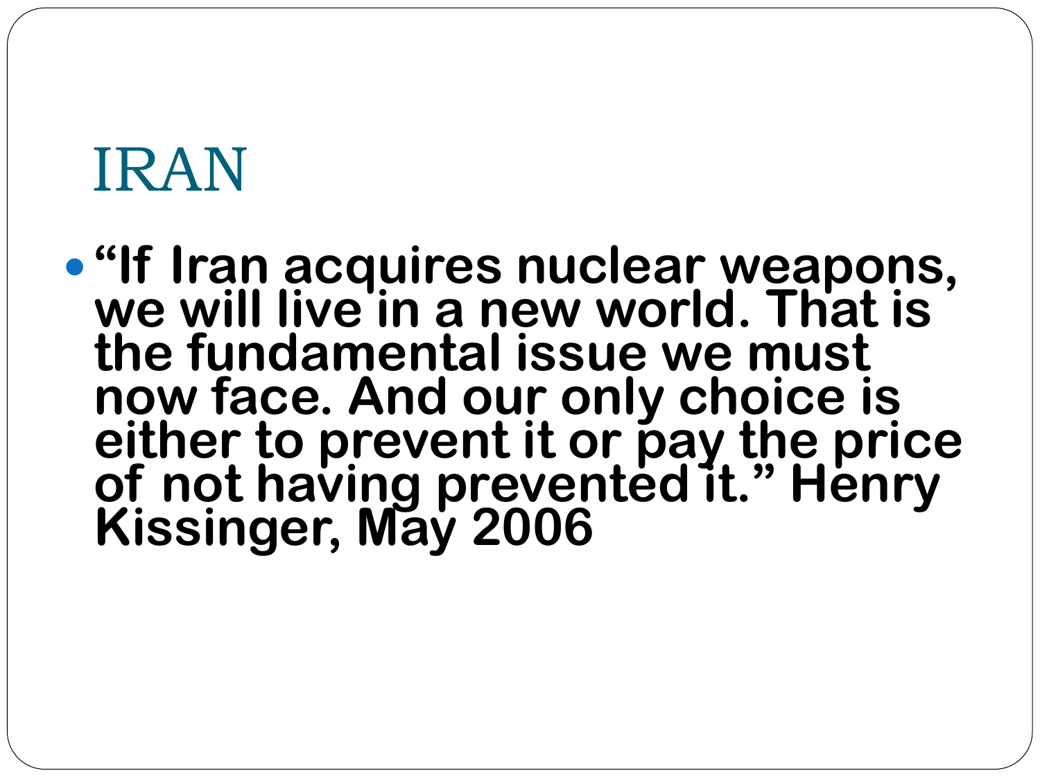# IRAN

- **"If Iran acquires nuclear weapons, we will live in a new world. That is the fundamental issue we must now face. And our only choice is either to prevent it or pay the price of not having prevented it." Henry Kissinger, May 2006**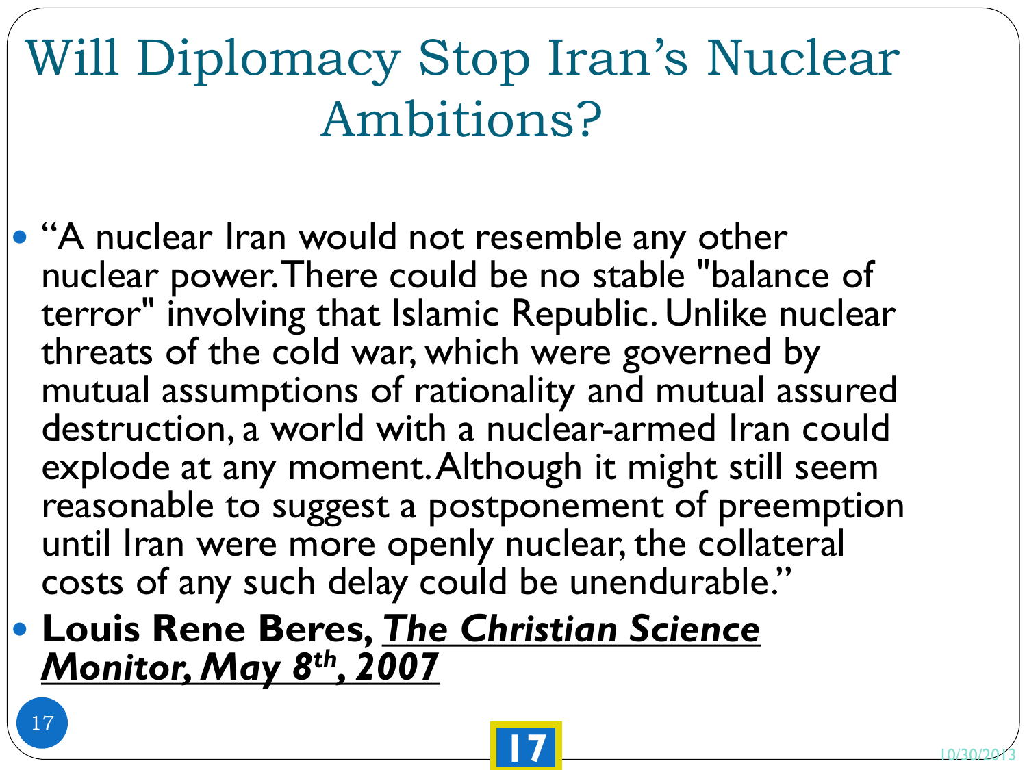# Will Diplomacy Stop Iran's Nuclear Ambitions?

- "A nuclear Iran would not resemble any other nuclear power. There could be no stable "balance of terror" involving that Islamic Republic. Unlike nuclear threats of the cold war, which were governed by mutual assumptions of rationality and mutual assured destruction, a world with a nuclear-armed Iran could explode at any moment. Although it might still seem reasonable to suggest a postponement of preemption until Iran were more openly nuclear, the collateral costs of any such delay could be unendurable."
- **Louis Rene Beres, *The Christian Science Monitor, May 8th, 2007***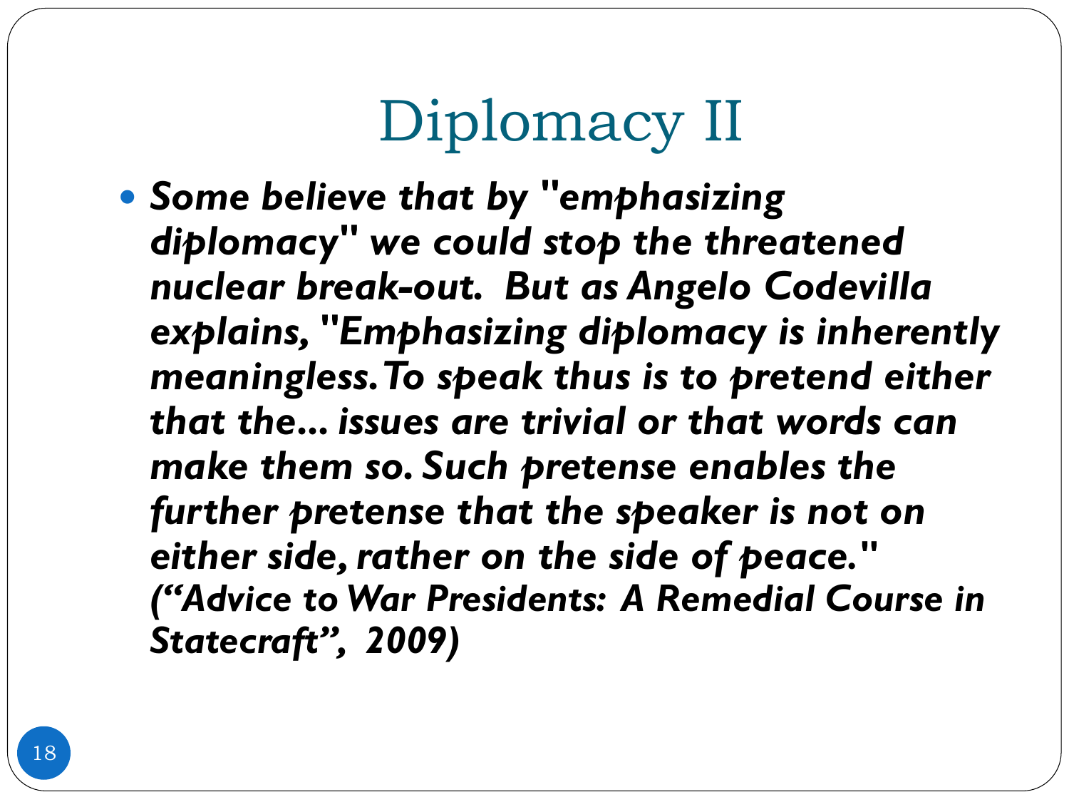# Diplomacy II

- ***Some believe that by "emphasizing diplomacy" we could stop the threatened nuclear break-out. But as Angelo Codevilla explains, "Emphasizing diplomacy is inherently meaningless. To speak thus is to pretend either that the... issues are trivial or that words can make them so. Such pretense enables the further pretense that the speaker is not on either side, rather on the side of peace." ("Advice to War Presidents: A Remedial Course in Statecraft", 2009)***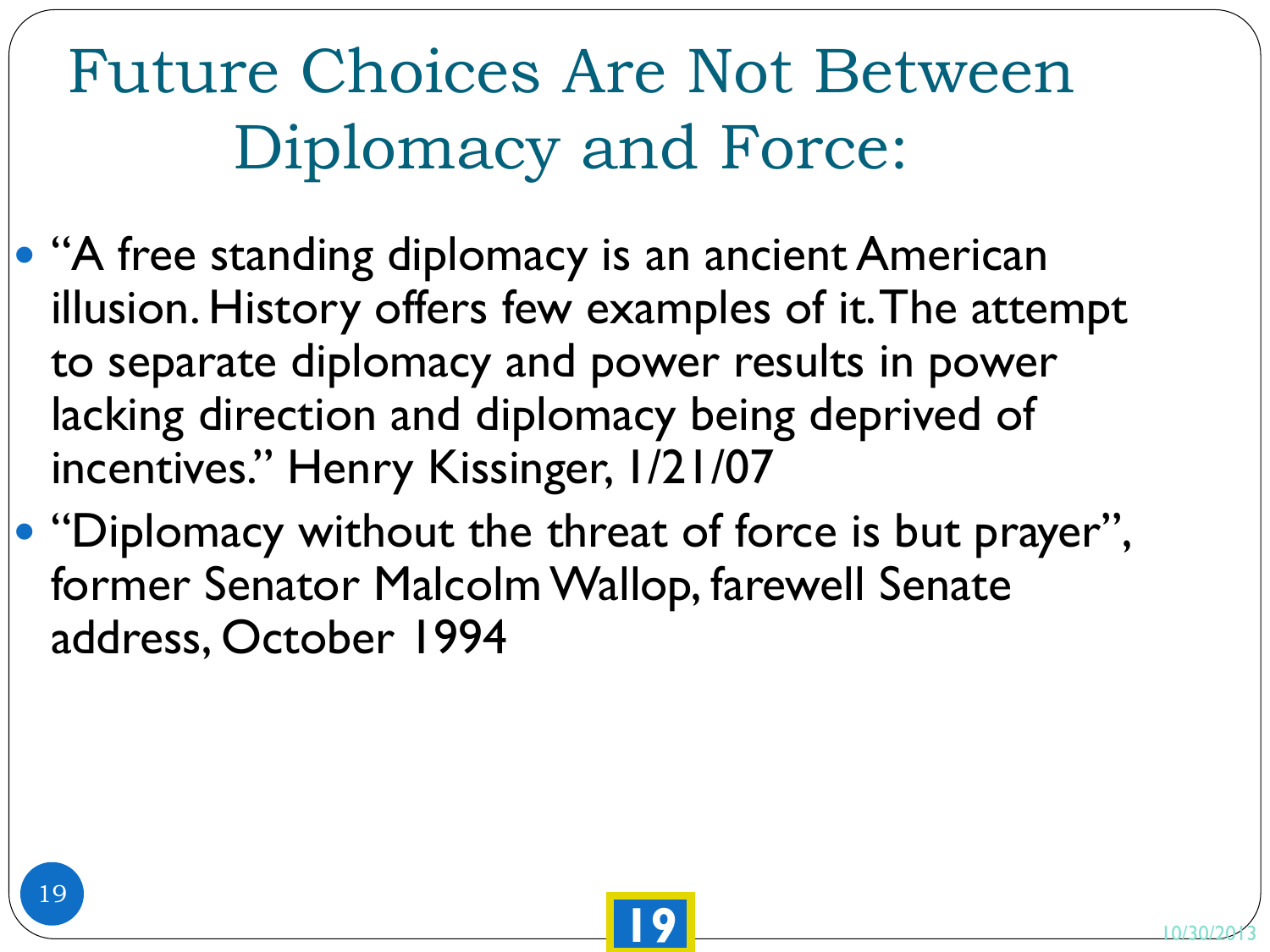# Future Choices Are Not Between Diplomacy and Force:

- "A free standing diplomacy is an ancient American illusion. History offers few examples of it. The attempt to separate diplomacy and power results in power lacking direction and diplomacy being deprived of incentives." Henry Kissinger, 1/21/07
- "Diplomacy without the threat of force is but prayer", former Senator Malcolm Wallop, farewell Senate address, October 1994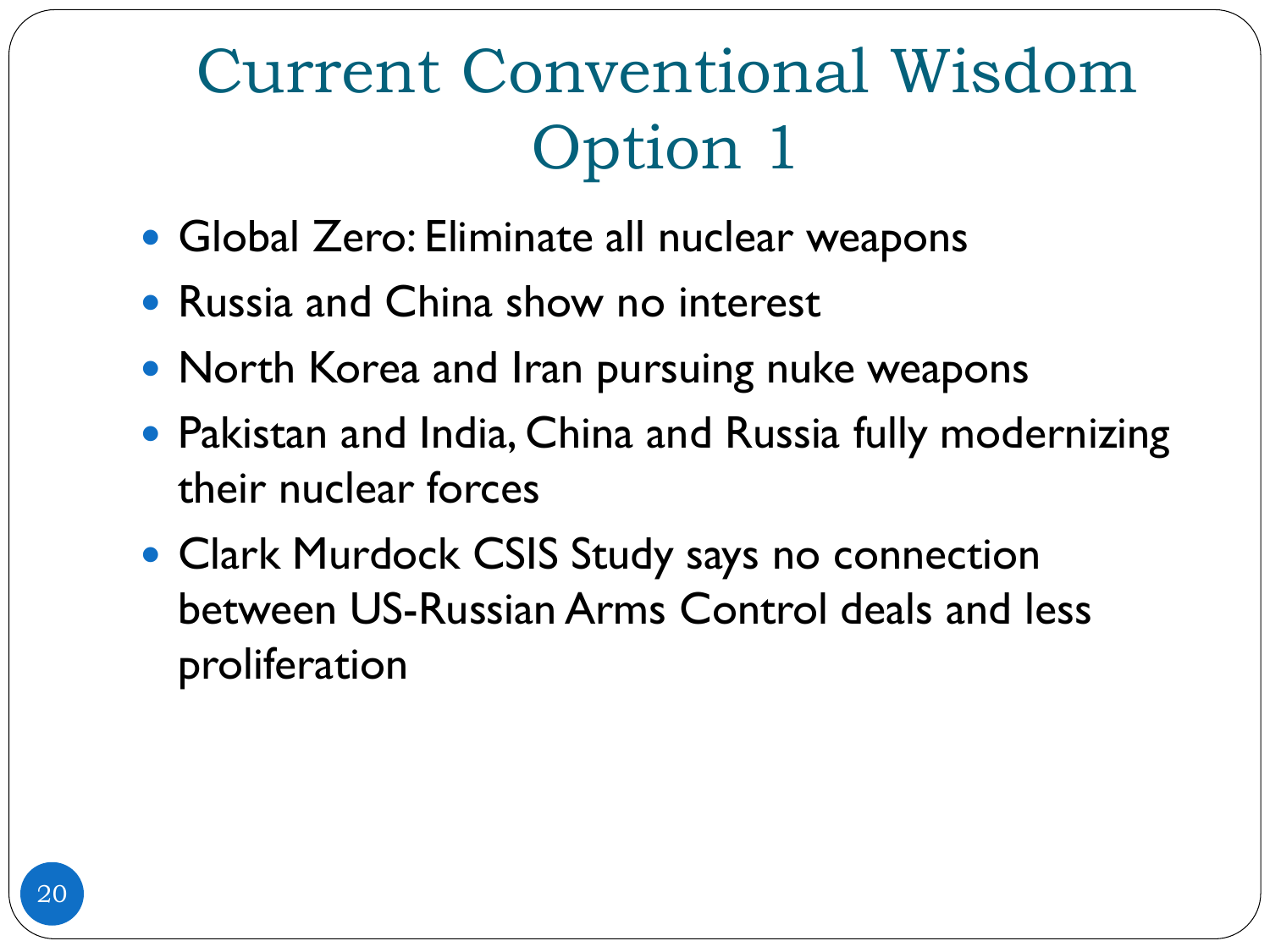# Current Conventional Wisdom Option 1

- Global Zero: Eliminate all nuclear weapons
- Russia and China show no interest
- North Korea and Iran pursuing nuke weapons
- Pakistan and India, China and Russia fully modernizing their nuclear forces
- Clark Murdock CSIS Study says no connection between US-Russian Arms Control deals and less proliferation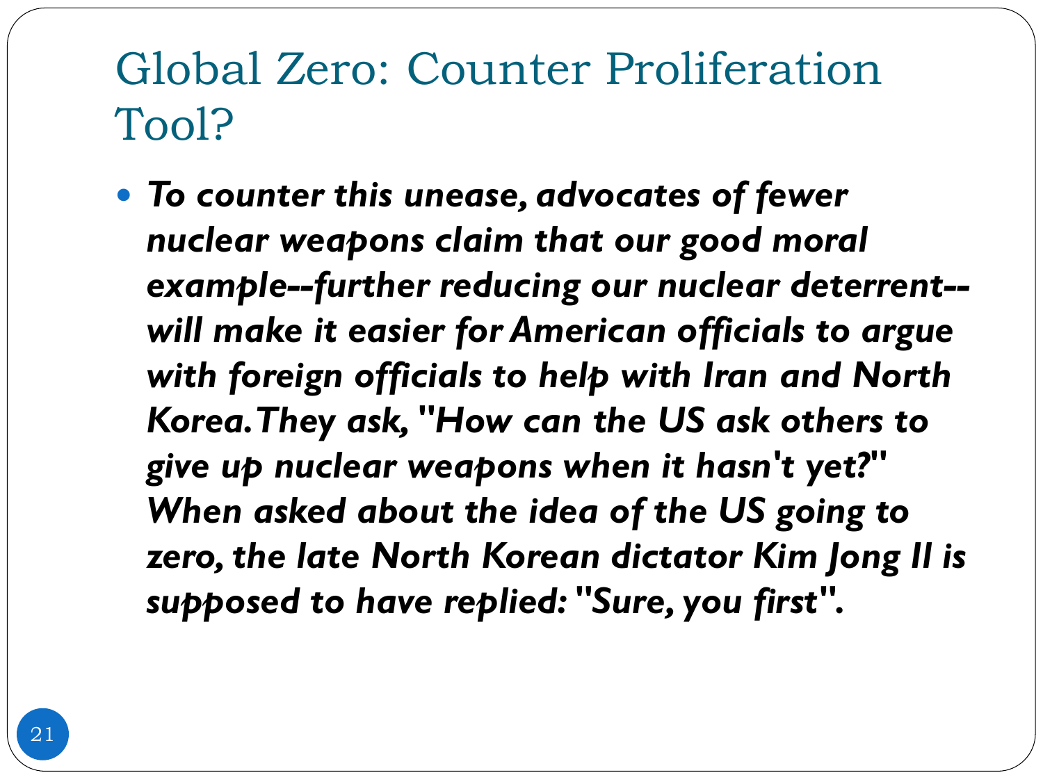# Global Zero: Counter Proliferation Tool?

- ***To counter this unease, advocates of fewer nuclear weapons claim that our good moral example--further reducing our nuclear deterrent--will make it easier for American officials to argue with foreign officials to help with Iran and North Korea. They ask, "How can the US ask others to give up nuclear weapons when it hasn't yet?" When asked about the idea of the US going to zero, the late North Korean dictator Kim Jong Il is supposed to have replied: "Sure, you first".***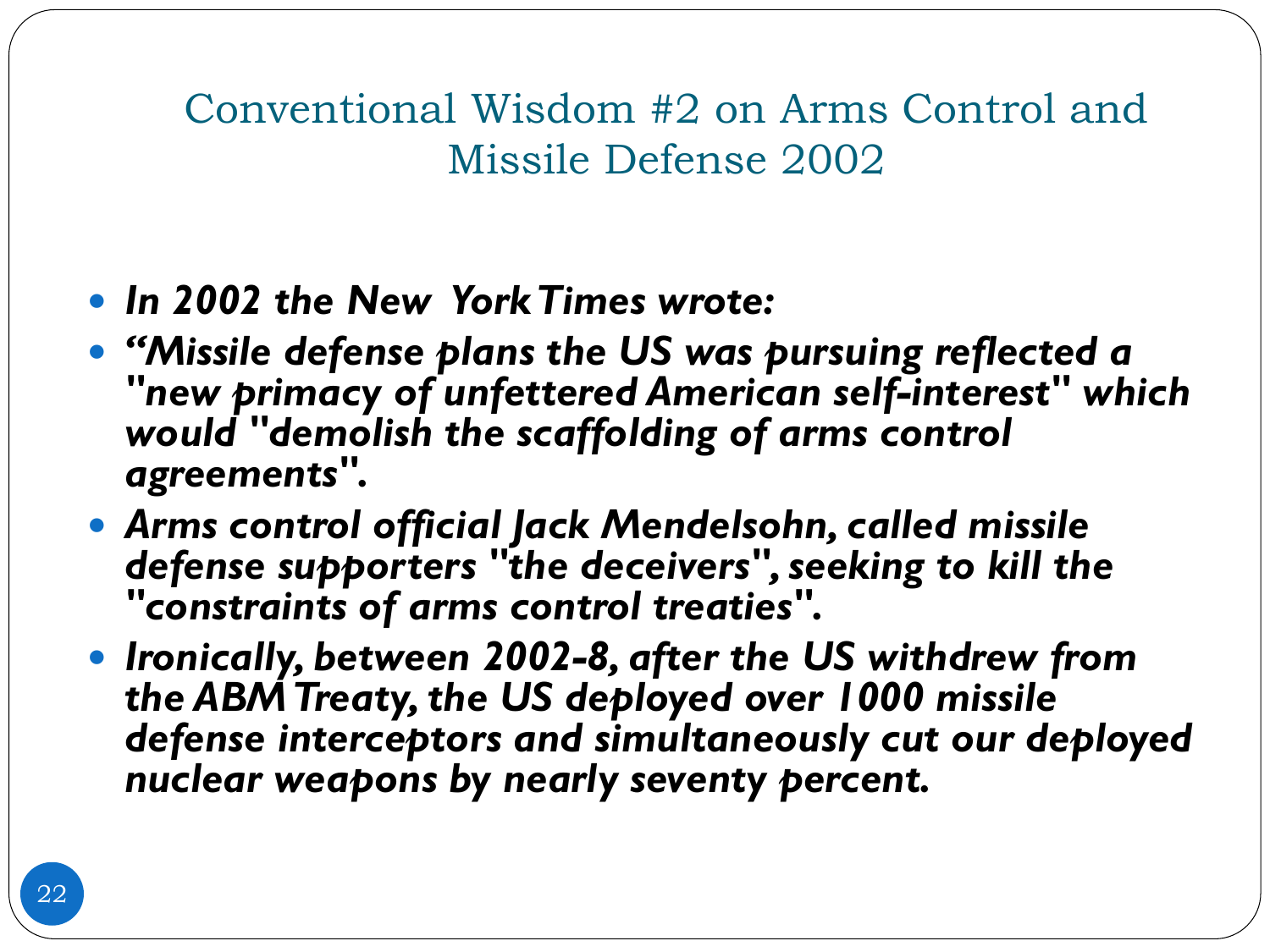# Conventional Wisdom #2 on Arms Control and Missile Defense 2002

- ***In 2002 the New York Times wrote:***
- ***“Missile defense plans the US was pursuing reflected a "new primacy of unfettered American self-interest" which would "demolish the scaffolding of arms control agreements".***
- ***Arms control official Jack Mendelsohn, called missile defense supporters "the deceivers", seeking to kill the "constraints of arms control treaties".***
- ***Ironically, between 2002-8, after the US withdrew from the ABM Treaty, the US deployed over 1000 missile defense interceptors and simultaneously cut our deployed nuclear weapons by nearly seventy percent.***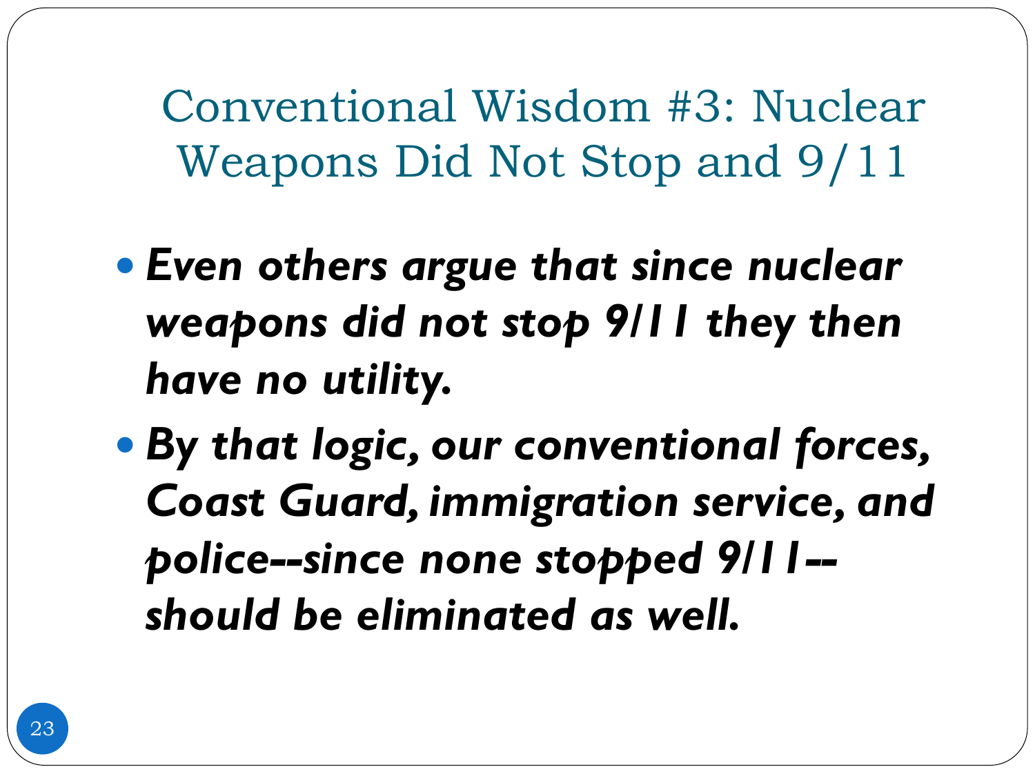# Conventional Wisdom #3: Nuclear Weapons Did Not Stop and 9/11

- ***Even others argue that since nuclear weapons did not stop 9/11 they then have no utility.***
- ***By that logic, our conventional forces, Coast Guard, immigration service, and police--since none stopped 9/11--should be eliminated as well.***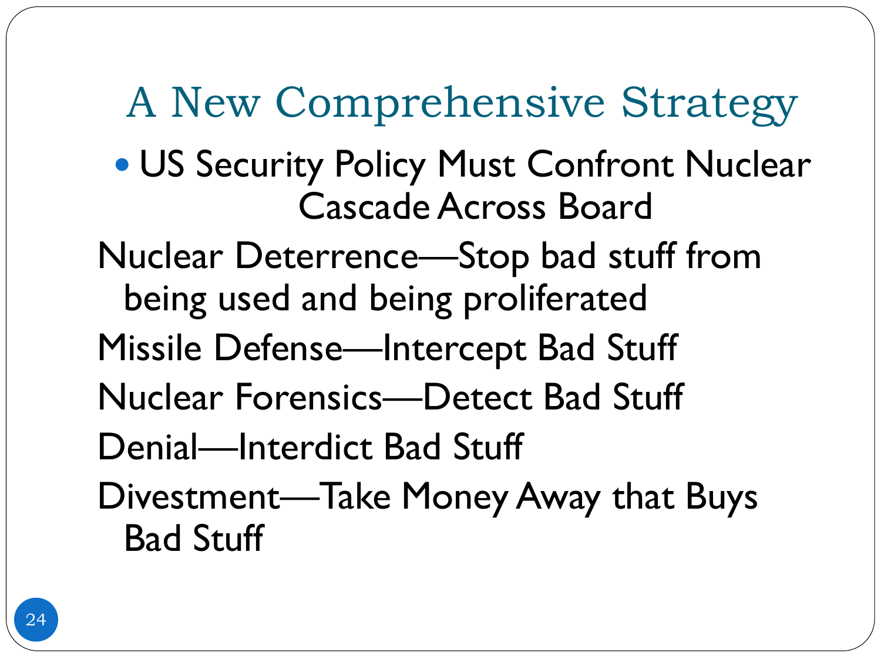# A New Comprehensive Strategy

- US Security Policy Must Confront Nuclear Cascade Across Board

Nuclear Deterrence—Stop bad stuff from being used and being proliferated

Missile Defense—Intercept Bad Stuff

Nuclear Forensics—Detect Bad Stuff

Denial—Interdict Bad Stuff

Divestment—Take Money Away that Buys Bad Stuff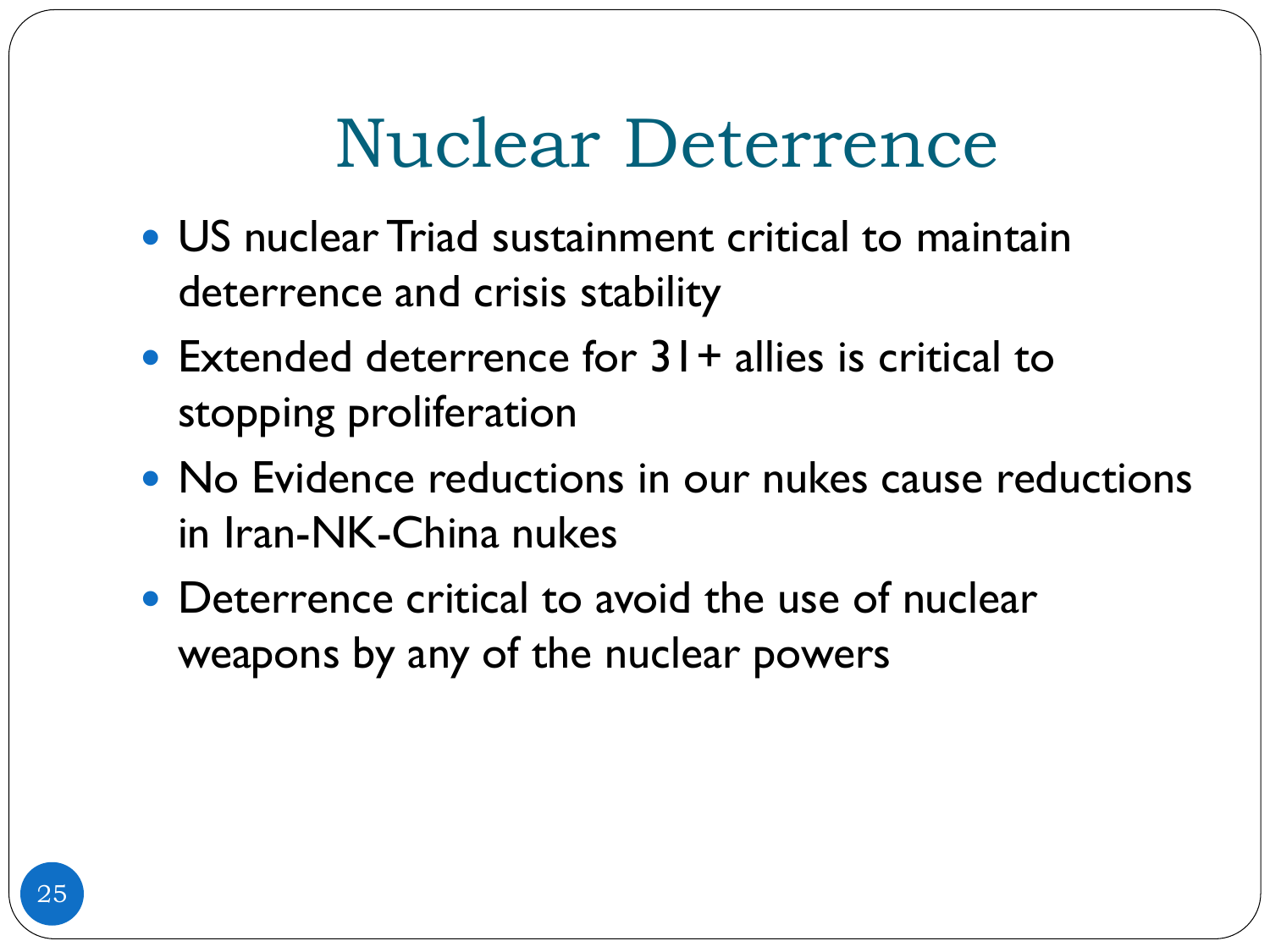# Nuclear Deterrence

- US nuclear Triad sustainment critical to maintain deterrence and crisis stability
- Extended deterrence for 31+ allies is critical to stopping proliferation
- No Evidence reductions in our nukes cause reductions in Iran-NK-China nukes
- Deterrence critical to avoid the use of nuclear weapons by any of the nuclear powers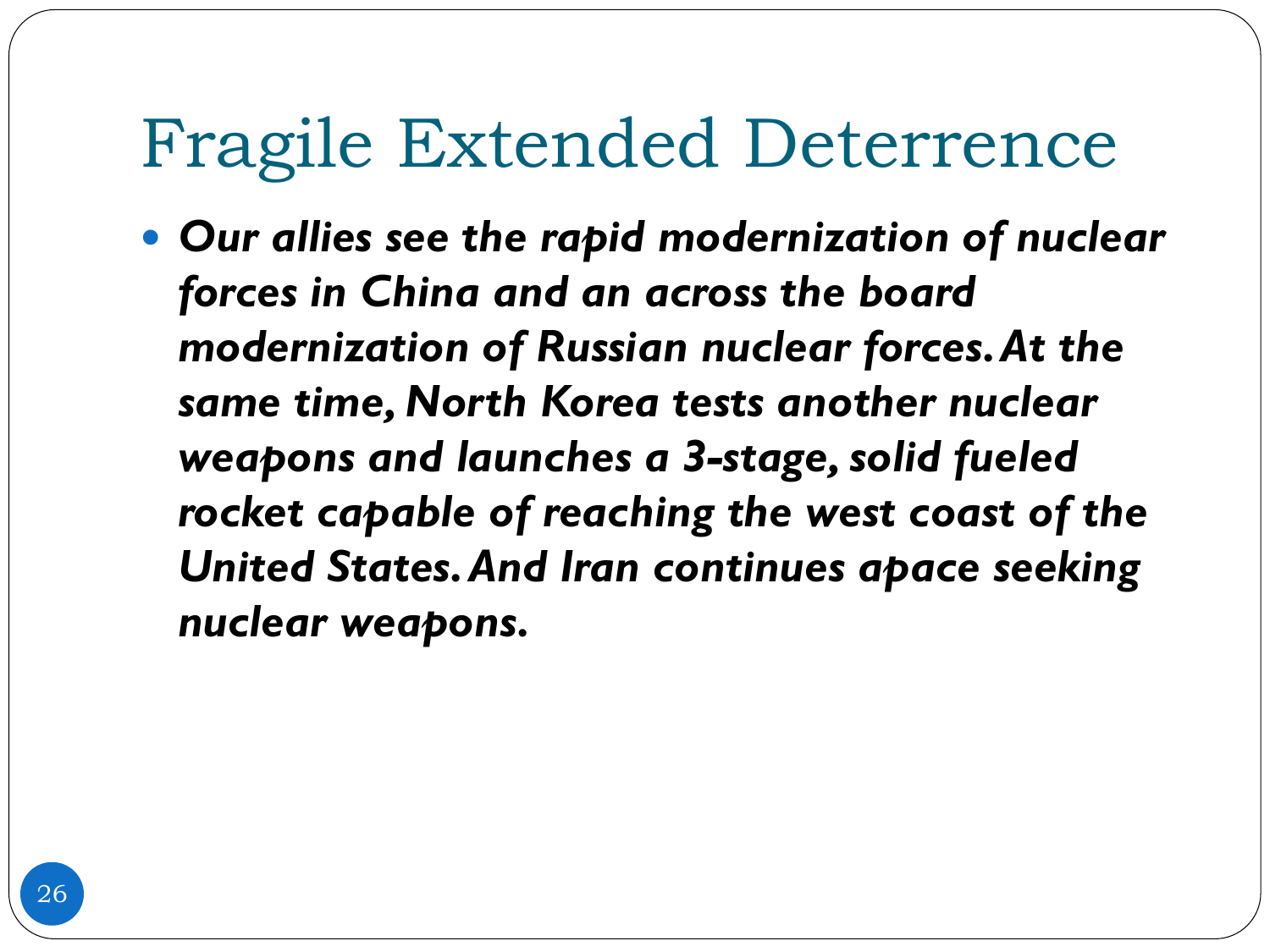# Fragile Extended Deterrence

- ***Our allies see the rapid modernization of nuclear forces in China and an across the board modernization of Russian nuclear forces. At the same time, North Korea tests another nuclear weapons and launches a 3-stage, solid fueled rocket capable of reaching the west coast of the United States. And Iran continues apace seeking nuclear weapons.***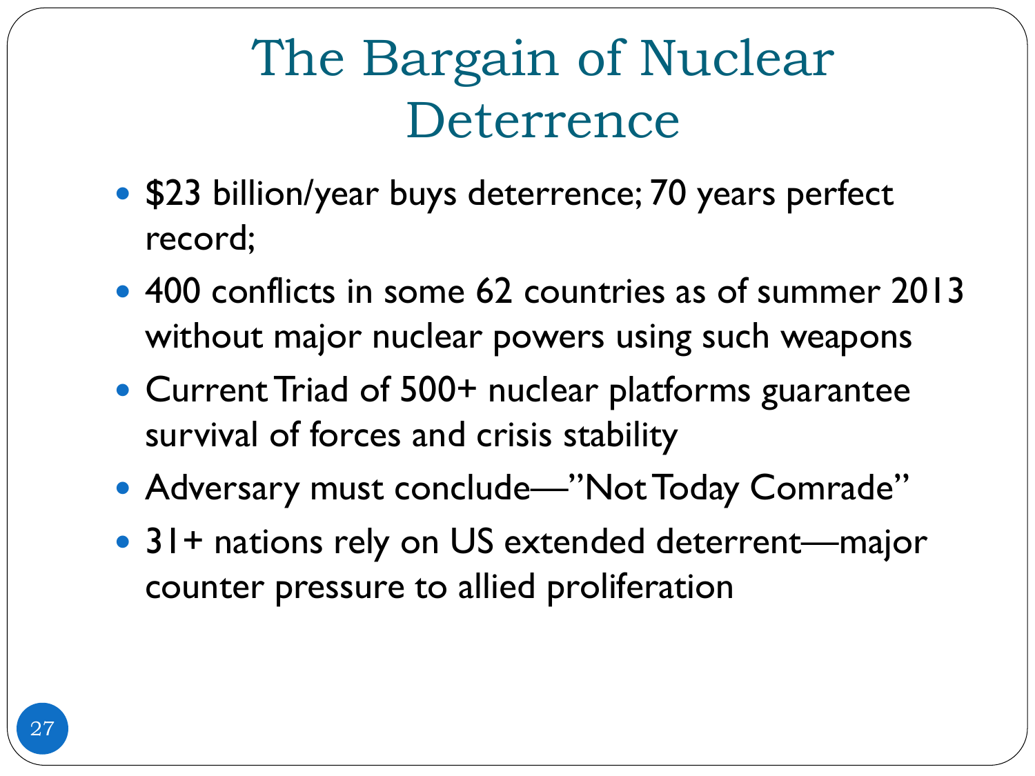# The Bargain of Nuclear Deterrence

- $23 billion/year buys deterrence; 70 years perfect record;
- 400 conflicts in some 62 countries as of summer 2013 without major nuclear powers using such weapons
- Current Triad of 500+ nuclear platforms guarantee survival of forces and crisis stability
- Adversary must conclude—"Not Today Comrade"
- 31+ nations rely on US extended deterrent—major counter pressure to allied proliferation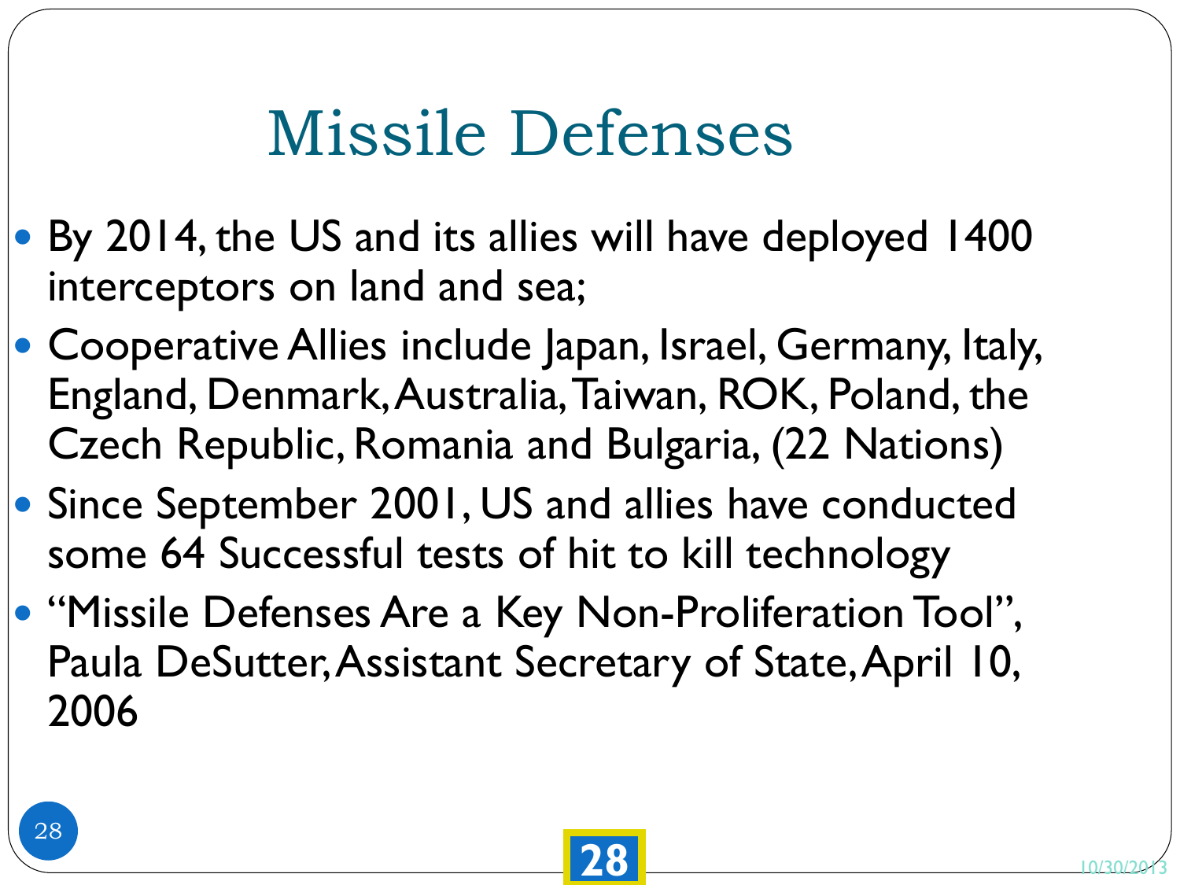# Missile Defenses

- By 2014, the US and its allies will have deployed 1400 interceptors on land and sea;
- Cooperative Allies include Japan, Israel, Germany, Italy, England, Denmark, Australia, Taiwan, ROK, Poland, the Czech Republic, Romania and Bulgaria, (22 Nations)
- Since September 2001, US and allies have conducted some 64 Successful tests of hit to kill technology
- "Missile Defenses Are a Key Non-Proliferation Tool", Paula DeSutter, Assistant Secretary of State, April 10, 2006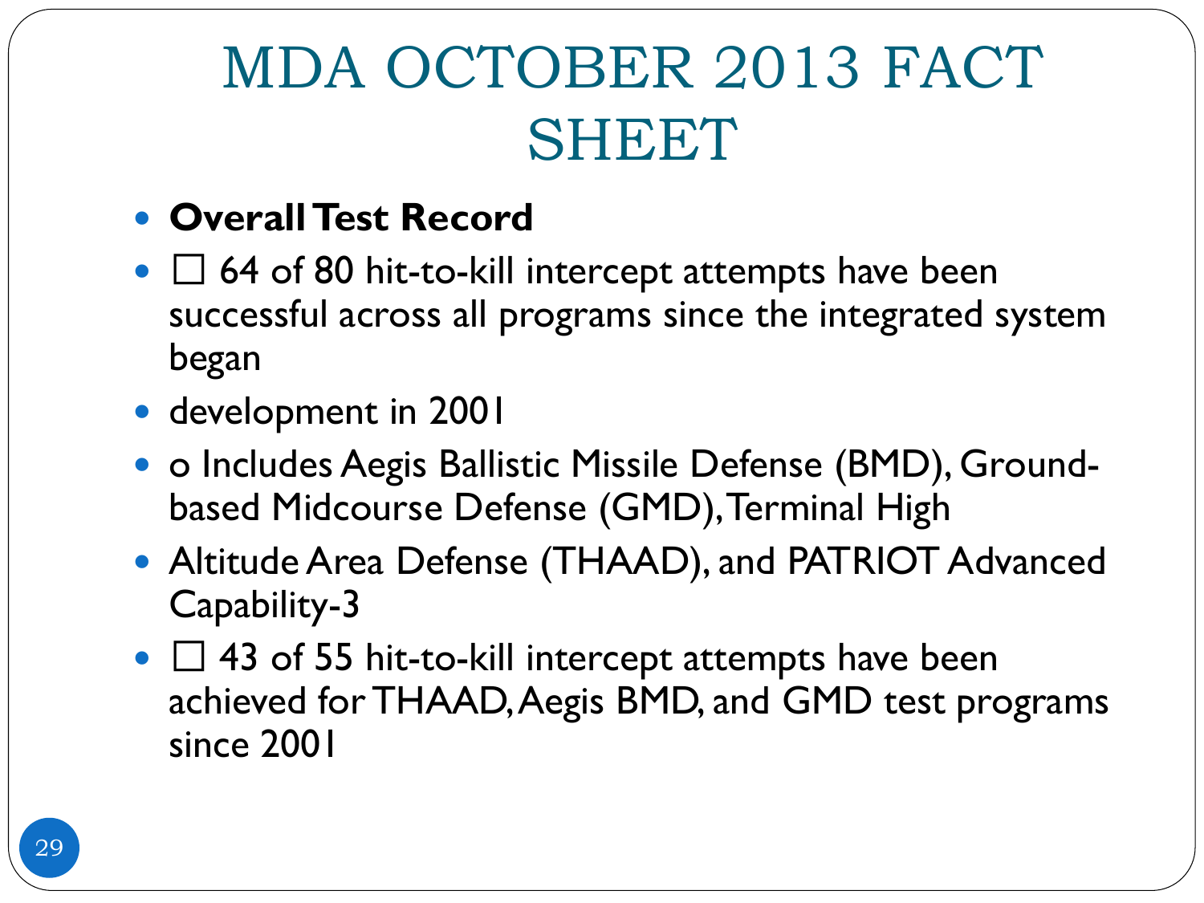# MDA OCTOBER 2013 FACT SHEET

- **Overall Test Record**
- ☐ 64 of 80 hit-to-kill intercept attempts have been successful across all programs since the integrated system began
- development in 2001
- o Includes Aegis Ballistic Missile Defense (BMD), Ground-based Midcourse Defense (GMD), Terminal High
- Altitude Area Defense (THAAD), and PATRIOT Advanced Capability-3
- ☐ 43 of 55 hit-to-kill intercept attempts have been achieved for THAAD, Aegis BMD, and GMD test programs since 2001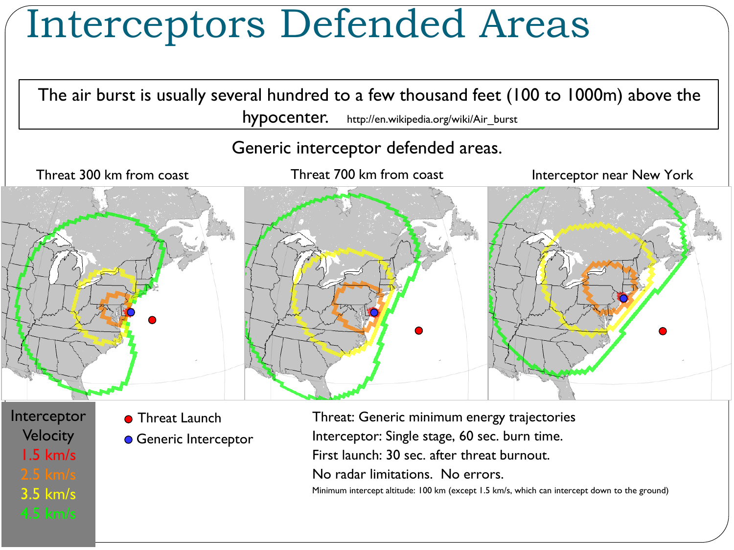# Interceptors Defended Areas

The air burst is usually several hundred to a few thousand feet (100 to 1000m) above the hypocenter. http://en.wikipedia.org/wiki/Air_burst

Generic interceptor defended areas.

Threat 300 km from coast

Threat 700 km from coast

Interceptor near New York

Interceptor Velocity
1.5 km/s
2.5 km/s
3.5 km/s
4.5 km/s

- Threat Launch
- Generic Interceptor

Threat: Generic minimum energy trajectories
Interceptor: Single stage, 60 sec. burn time.
First launch: 30 sec. after threat burnout.
No radar limitations. No errors.
Minimum intercept altitude: 100 km (except 1.5 km/s, which can intercept down to the ground)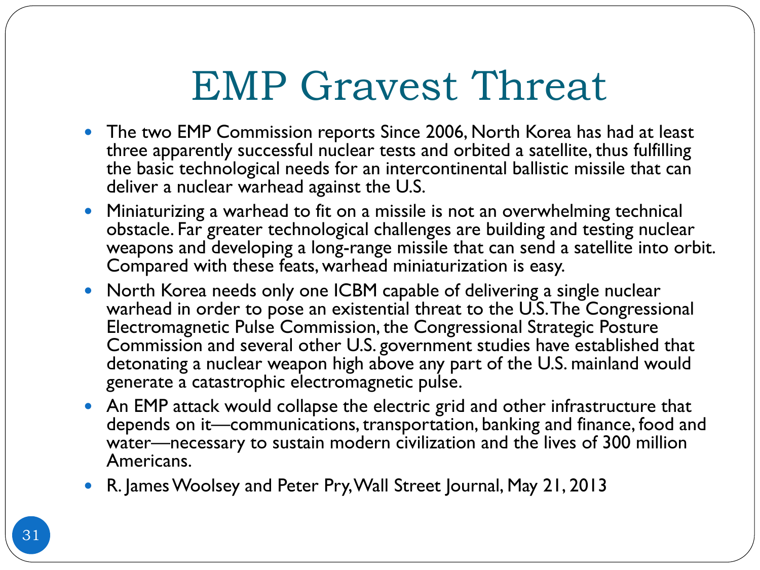# EMP Gravest Threat

- The two EMP Commission reports Since 2006, North Korea has had at least three apparently successful nuclear tests and orbited a satellite, thus fulfilling the basic technological needs for an intercontinental ballistic missile that can deliver a nuclear warhead against the U.S.
- Miniaturizing a warhead to fit on a missile is not an overwhelming technical obstacle. Far greater technological challenges are building and testing nuclear weapons and developing a long-range missile that can send a satellite into orbit. Compared with these feats, warhead miniaturization is easy.
- North Korea needs only one ICBM capable of delivering a single nuclear warhead in order to pose an existential threat to the U.S. The Congressional Electromagnetic Pulse Commission, the Congressional Strategic Posture Commission and several other U.S. government studies have established that detonating a nuclear weapon high above any part of the U.S. mainland would generate a catastrophic electromagnetic pulse.
- An EMP attack would collapse the electric grid and other infrastructure that depends on it—communications, transportation, banking and finance, food and water—necessary to sustain modern civilization and the lives of 300 million Americans.
- R. James Woolsey and Peter Pry, Wall Street Journal, May 21, 2013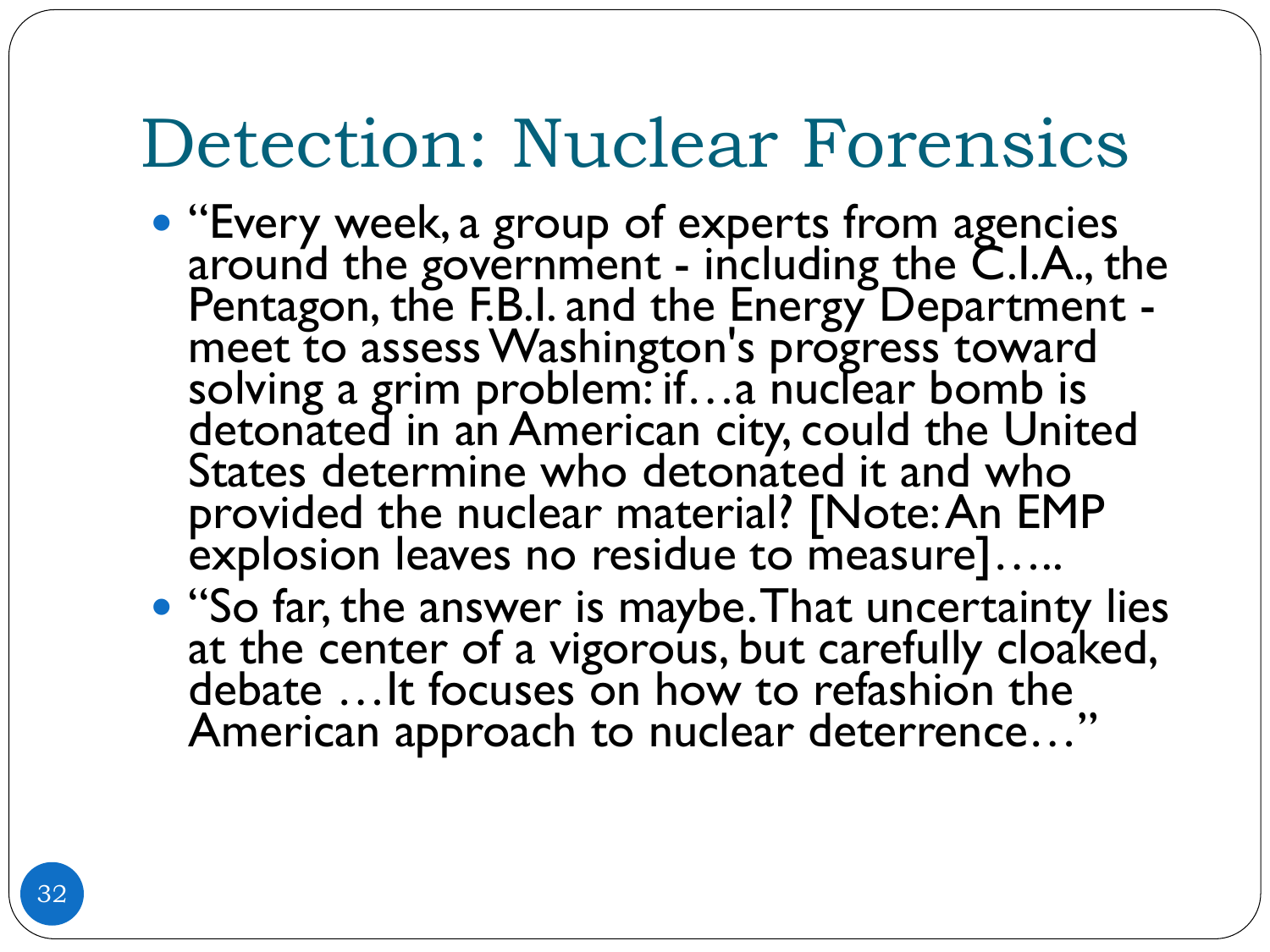# Detection: Nuclear Forensics

- "Every week, a group of experts from agencies around the government - including the C.I.A., the Pentagon, the F.B.I. and the Energy Department - meet to assess Washington's progress toward solving a grim problem: if…a nuclear bomb is detonated in an American city, could the United States determine who detonated it and who provided the nuclear material? [Note: An EMP explosion leaves no residue to measure]…..
- "So far, the answer is maybe. That uncertainty lies at the center of a vigorous, but carefully cloaked, debate …It focuses on how to refashion the American approach to nuclear deterrence…"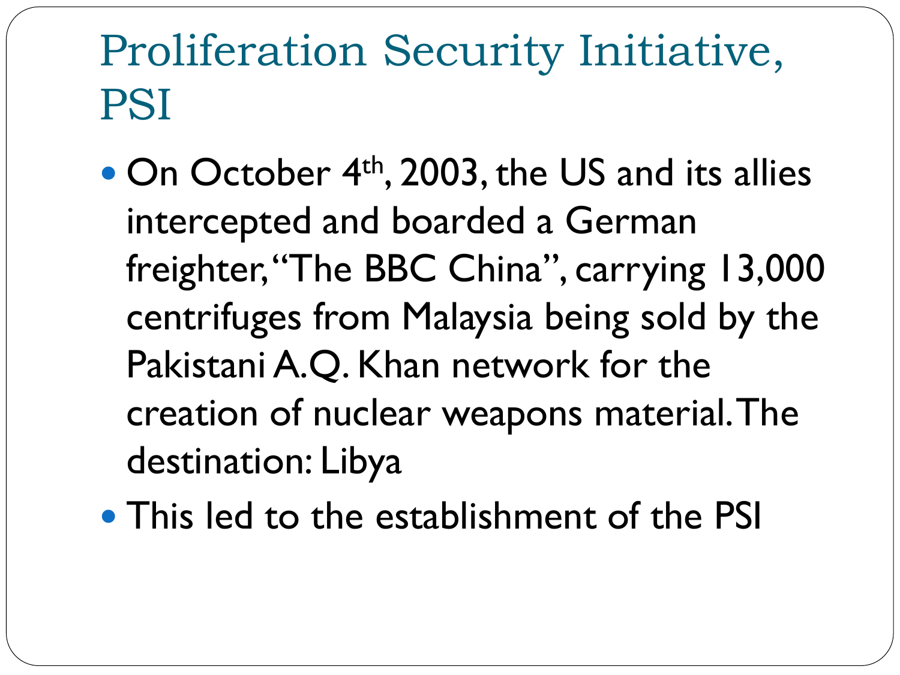# Proliferation Security Initiative, PSI

- On October 4th, 2003, the US and its allies intercepted and boarded a German freighter, "The BBC China", carrying 13,000 centrifuges from Malaysia being sold by the Pakistani A.Q. Khan network for the creation of nuclear weapons material. The destination: Libya
- This led to the establishment of the PSI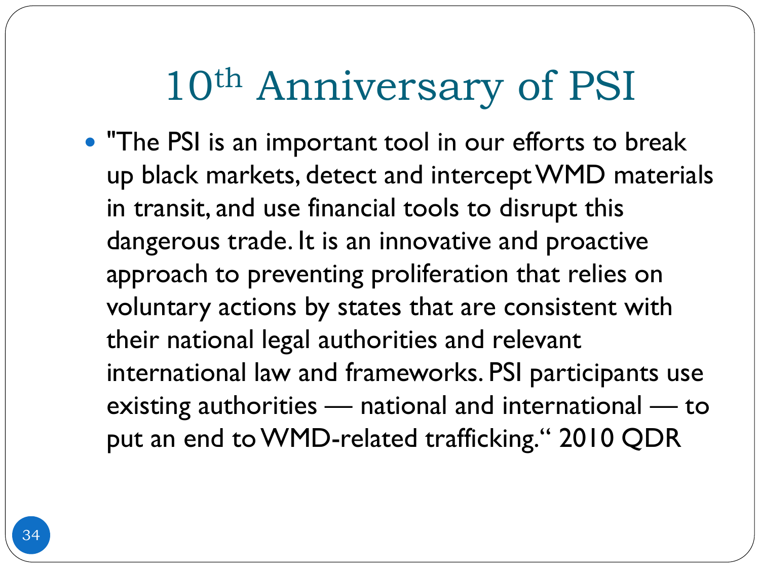# 10th Anniversary of PSI

- "The PSI is an important tool in our efforts to break up black markets, detect and intercept WMD materials in transit, and use financial tools to disrupt this dangerous trade. It is an innovative and proactive approach to preventing proliferation that relies on voluntary actions by states that are consistent with their national legal authorities and relevant international law and frameworks. PSI participants use existing authorities — national and international — to put an end to WMD-related trafficking." 2010 QDR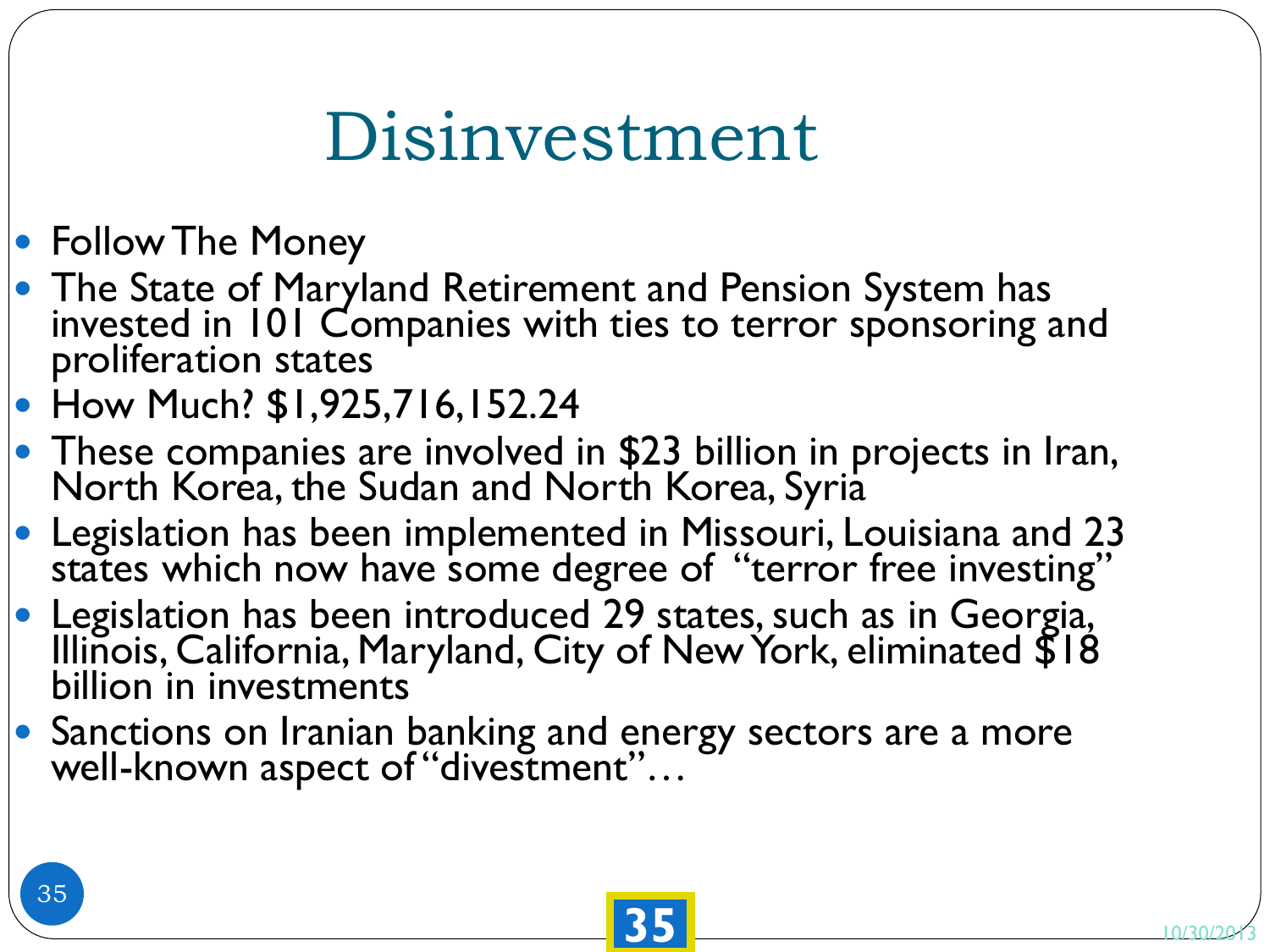# Disinvestment

- Follow The Money
- The State of Maryland Retirement and Pension System has invested in 101 Companies with ties to terror sponsoring and proliferation states
- How Much? $1,925,716,152.24
- These companies are involved in $23 billion in projects in Iran, North Korea, the Sudan and North Korea, Syria
- Legislation has been implemented in Missouri, Louisiana and 23 states which now have some degree of "terror free investing"
- Legislation has been introduced 29 states, such as in Georgia, Illinois, California, Maryland, City of New York, eliminated $18 billion in investments
- Sanctions on Iranian banking and energy sectors are a more well-known aspect of "divestment"…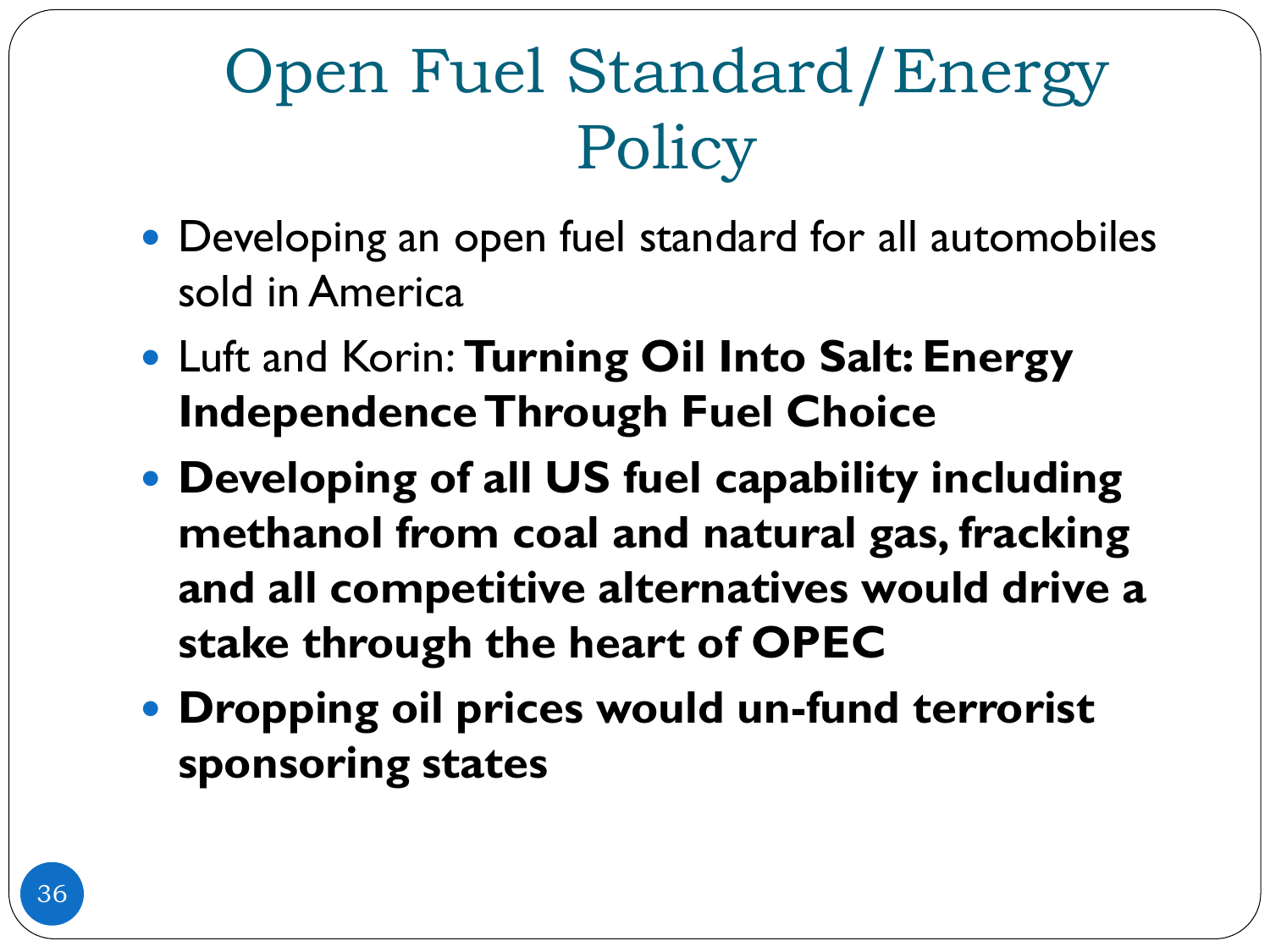# Open Fuel Standard/Energy Policy

- Developing an open fuel standard for all automobiles sold in America
- Luft and Korin: **Turning Oil Into Salt: Energy Independence Through Fuel Choice**
- **Developing of all US fuel capability including methanol from coal and natural gas, fracking and all competitive alternatives would drive a stake through the heart of OPEC**
- **Dropping oil prices would un-fund terrorist sponsoring states**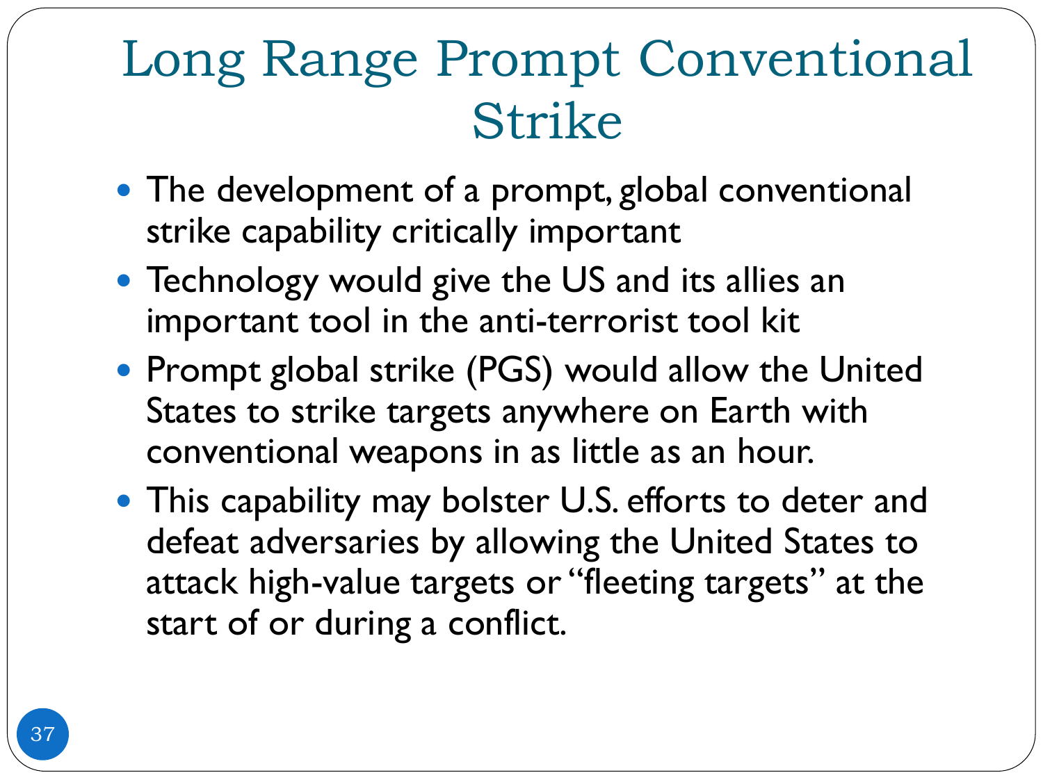# Long Range Prompt Conventional Strike

- The development of a prompt, global conventional strike capability critically important
- Technology would give the US and its allies an important tool in the anti-terrorist tool kit
- Prompt global strike (PGS) would allow the United States to strike targets anywhere on Earth with conventional weapons in as little as an hour.
- This capability may bolster U.S. efforts to deter and defeat adversaries by allowing the United States to attack high-value targets or "fleeting targets" at the start of or during a conflict.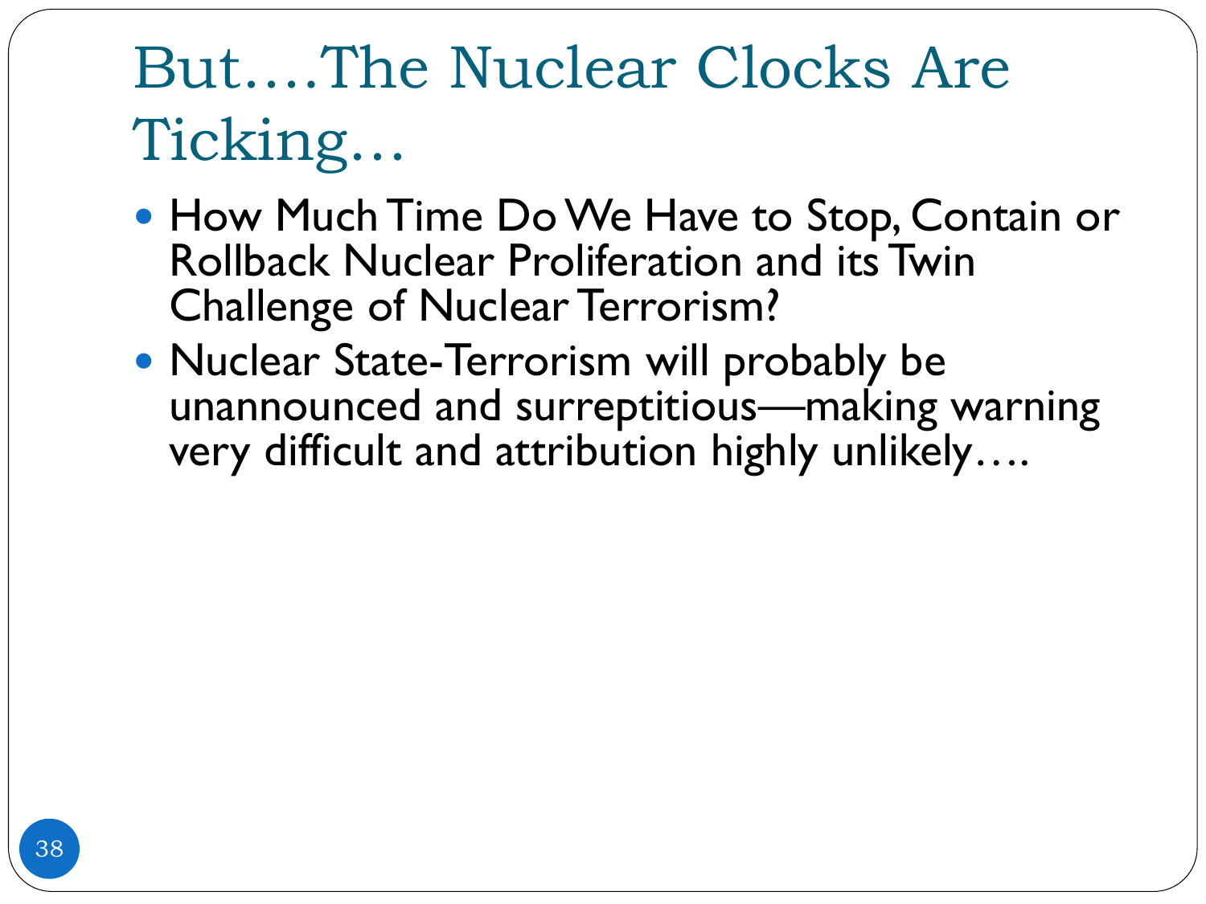# But….The Nuclear Clocks Are Ticking…

- How Much Time Do We Have to Stop, Contain or Rollback Nuclear Proliferation and its Twin Challenge of Nuclear Terrorism?
- Nuclear State-Terrorism will probably be unannounced and surreptitious—making warning very difficult and attribution highly unlikely….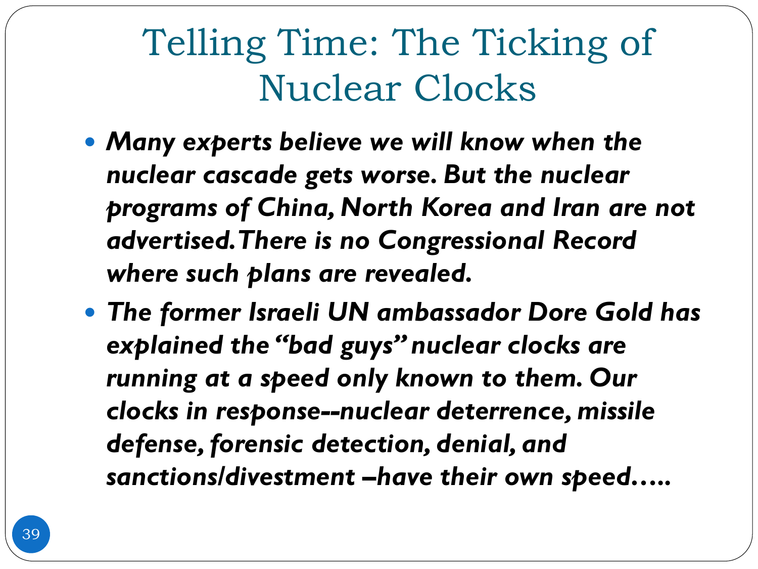# Telling Time: The Ticking of Nuclear Clocks

- ***Many experts believe we will know when the nuclear cascade gets worse. But the nuclear programs of China, North Korea and Iran are not advertised. There is no Congressional Record where such plans are revealed.***
- ***The former Israeli UN ambassador Dore Gold has explained the "bad guys" nuclear clocks are running at a speed only known to them. Our clocks in response--nuclear deterrence, missile defense, forensic detection, denial, and sanctions/divestment –have their own speed…..***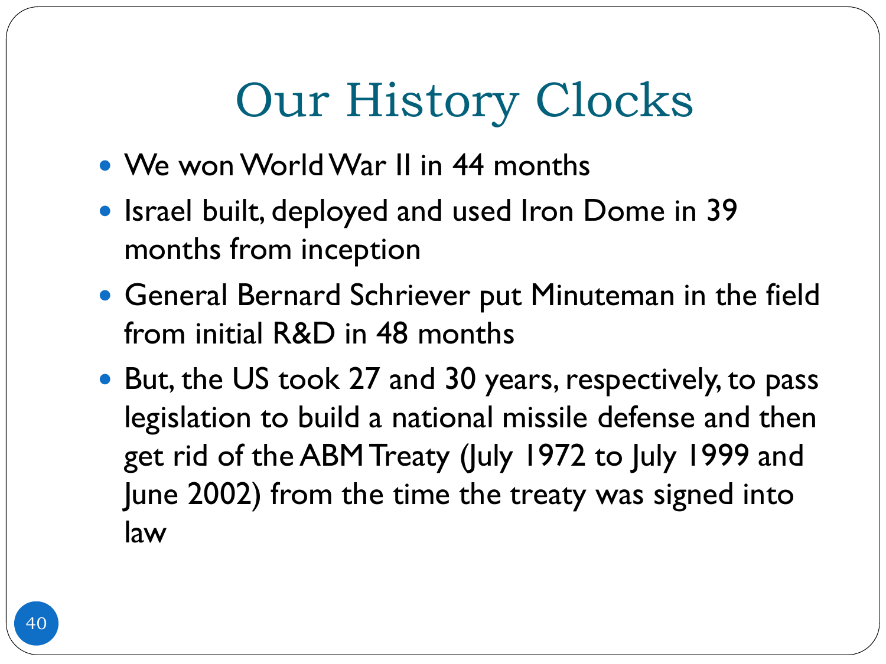# Our History Clocks

- We won World War II in 44 months
- Israel built, deployed and used Iron Dome in 39 months from inception
- General Bernard Schriever put Minuteman in the field from initial R&D in 48 months
- But, the US took 27 and 30 years, respectively, to pass legislation to build a national missile defense and then get rid of the ABM Treaty (July 1972 to July 1999 and June 2002) from the time the treaty was signed into law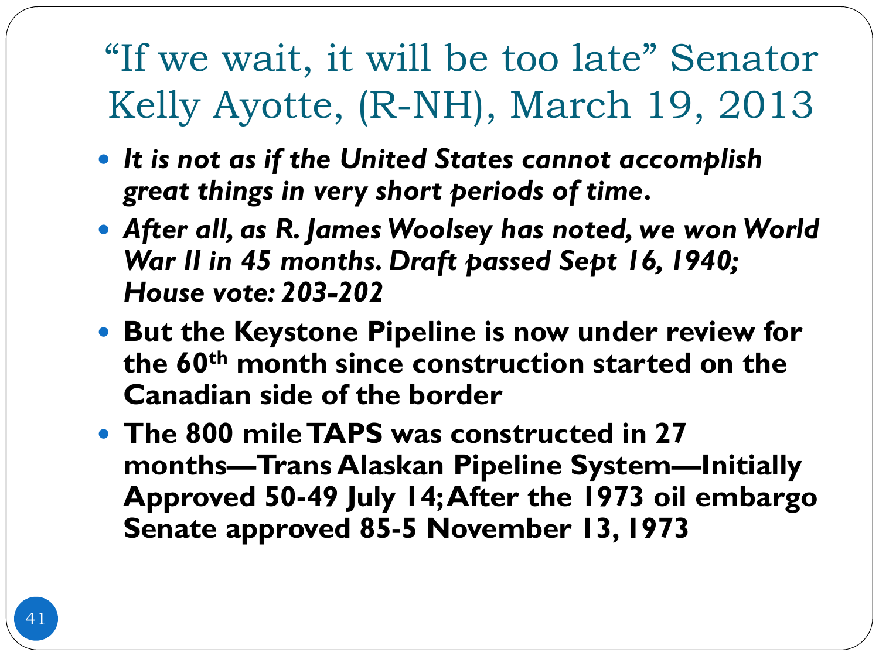# "If we wait, it will be too late" Senator Kelly Ayotte, (R-NH), March 19, 2013

- ***It is not as if the United States cannot accomplish great things in very short periods of time.***
- ***After all, as R. James Woolsey has noted, we won World War II in 45 months. Draft passed Sept 16, 1940; House vote: 203-202***
- **But the Keystone Pipeline is now under review for the 60th month since construction started on the Canadian side of the border**
- **The 800 mile TAPS was constructed in 27 months—Trans Alaskan Pipeline System—Initially Approved 50-49 July 14; After the 1973 oil embargo Senate approved 85-5 November 13, 1973**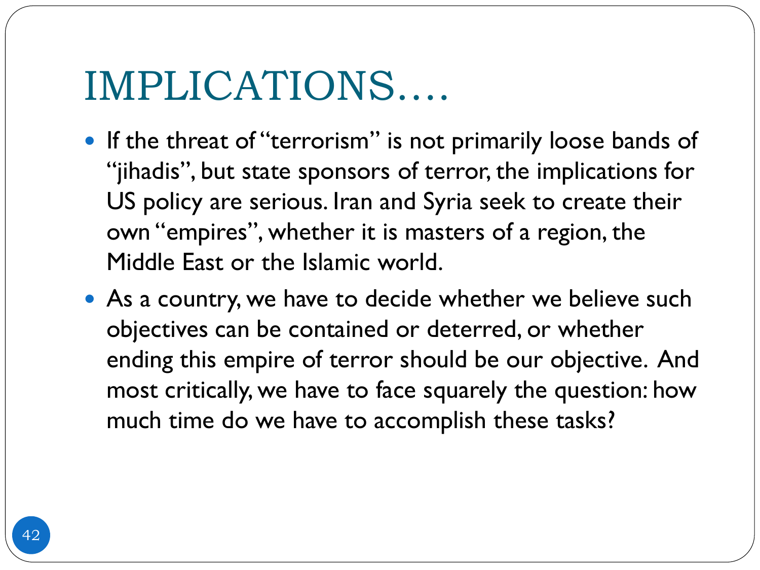# IMPLICATIONS….

- If the threat of "terrorism" is not primarily loose bands of "jihadis", but state sponsors of terror, the implications for US policy are serious. Iran and Syria seek to create their own "empires", whether it is masters of a region, the Middle East or the Islamic world.
- As a country, we have to decide whether we believe such objectives can be contained or deterred, or whether ending this empire of terror should be our objective. And most critically, we have to face squarely the question: how much time do we have to accomplish these tasks?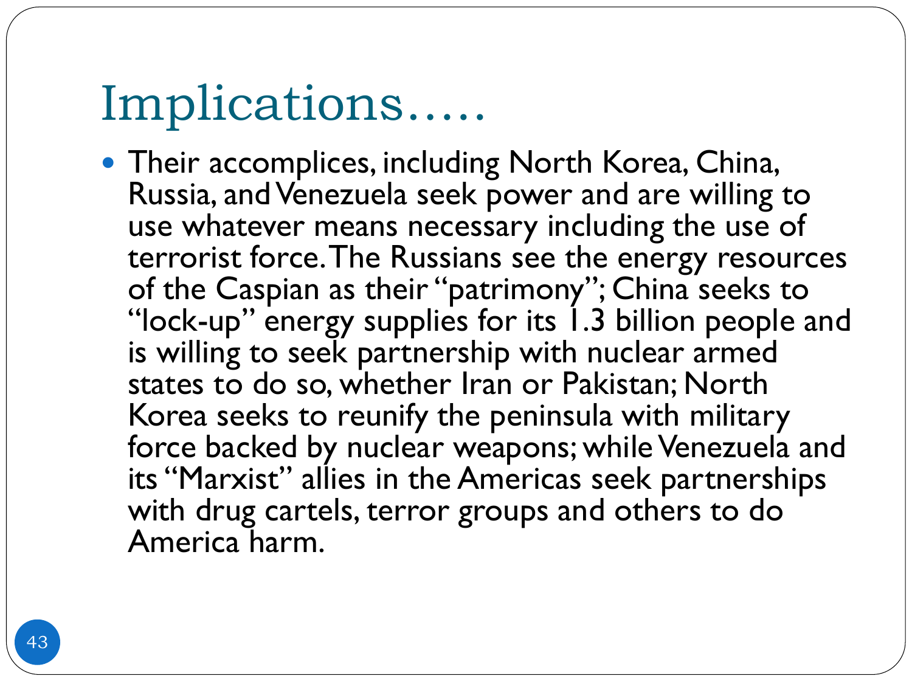# Implications.....

- Their accomplices, including North Korea, China, Russia, and Venezuela seek power and are willing to use whatever means necessary including the use of terrorist force. The Russians see the energy resources of the Caspian as their "patrimony"; China seeks to "lock-up" energy supplies for its 1.3 billion people and is willing to seek partnership with nuclear armed states to do so, whether Iran or Pakistan; North Korea seeks to reunify the peninsula with military force backed by nuclear weapons; while Venezuela and its "Marxist" allies in the Americas seek partnerships with drug cartels, terror groups and others to do America harm.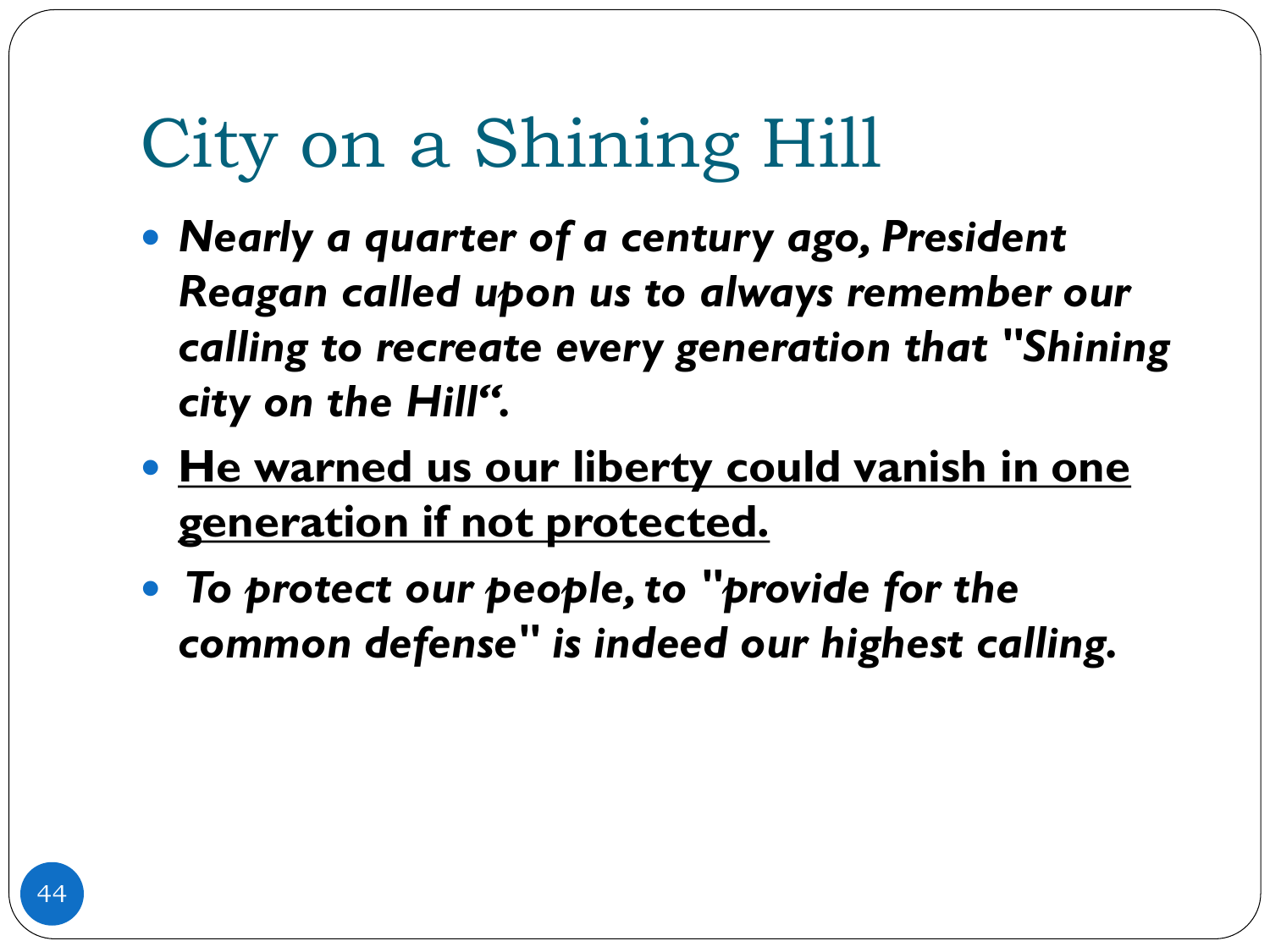# City on a Shining Hill

- ***Nearly a quarter of a century ago, President Reagan called upon us to always remember our calling to recreate every generation that "Shining city on the Hill“.***
- **<u>He warned us our liberty could vanish in one generation if not protected.</u>**
- ***To protect our people, to "provide for the common defense" is indeed our highest calling.***